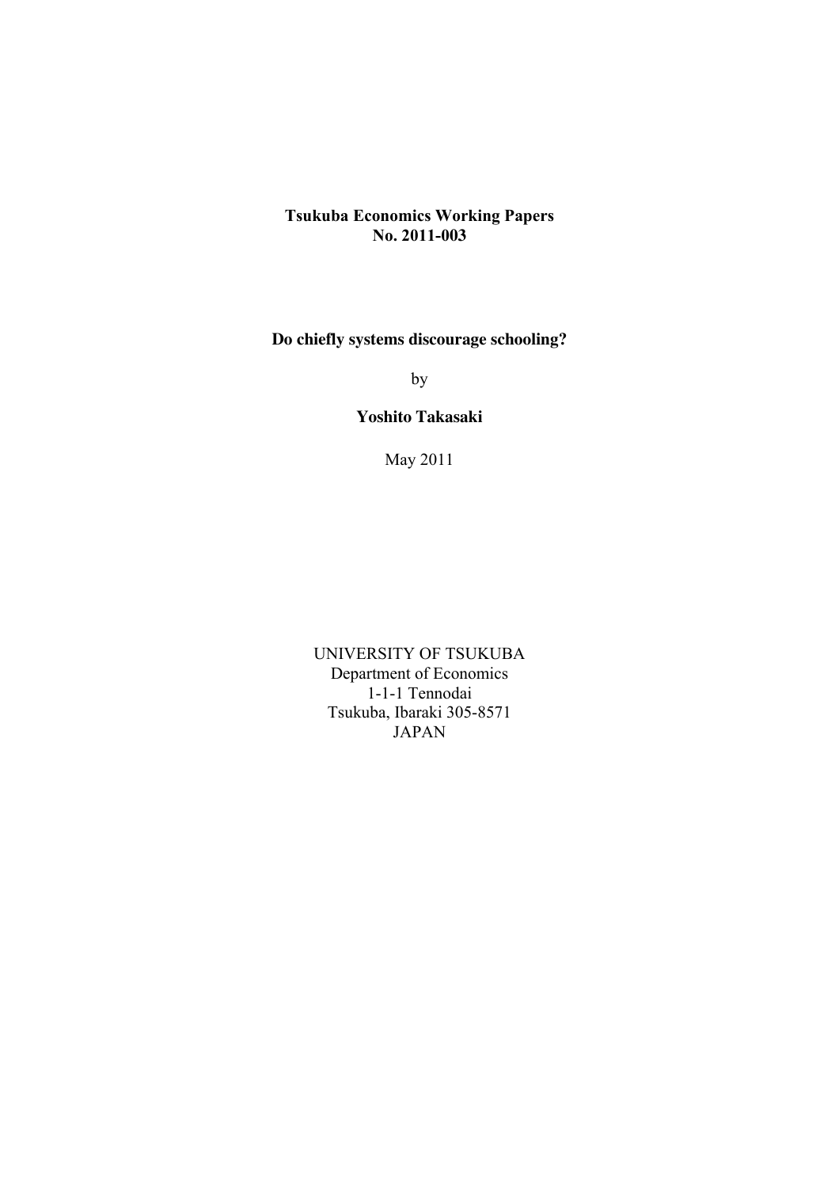**Tsukuba Economics Working Papers**
**No. 2011-003**

**Do chiefly systems discourage schooling?**

by

**Yoshito Takasaki**

May 2011

UNIVERSITY OF TSUKUBA
Department of Economics
1-1-1 Tennodai
Tsukuba, Ibaraki 305-8571
JAPAN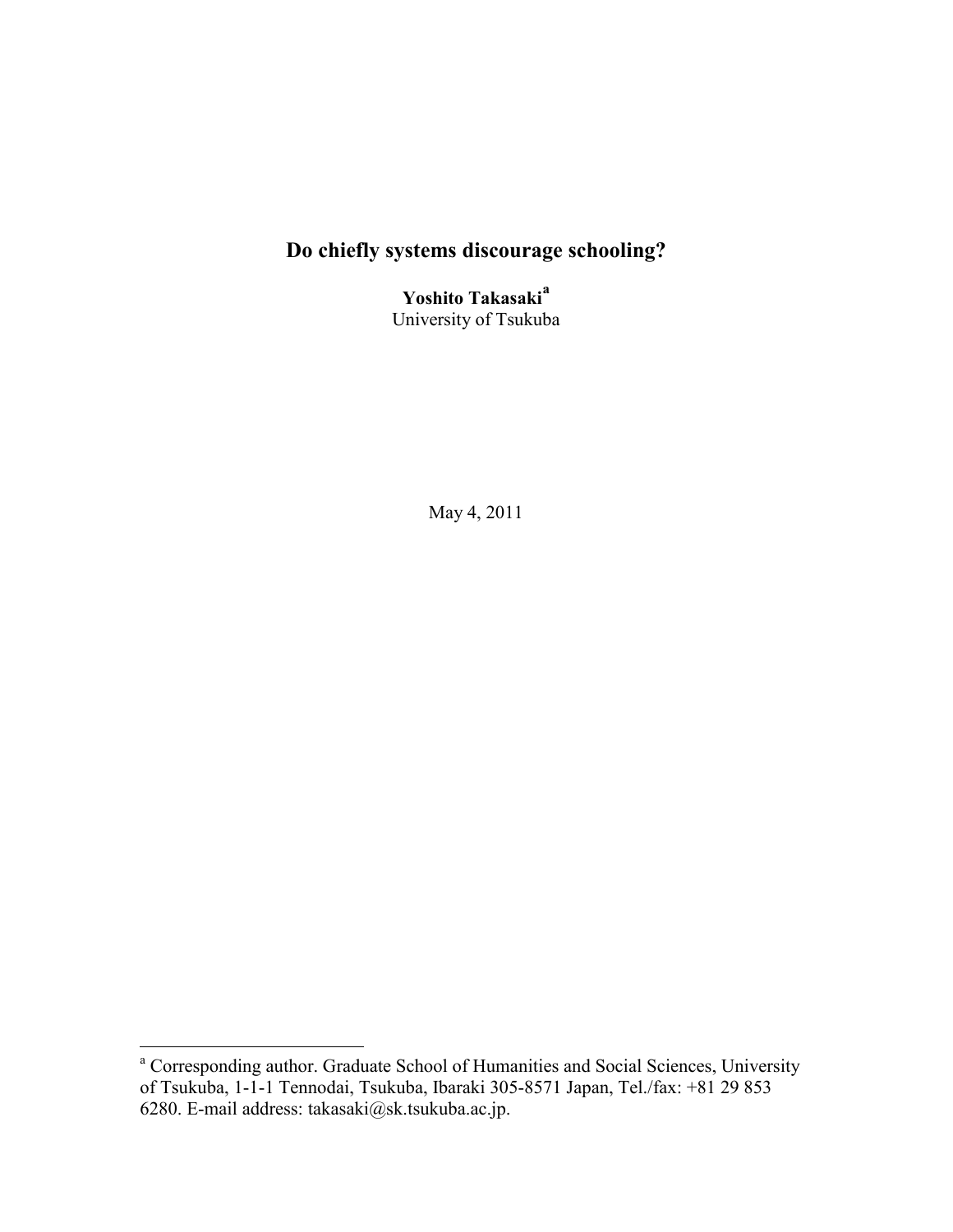# Do chiefly systems discourage schooling?

**Yoshito Takasaki**[a]
University of Tsukuba

May 4, 2011

---

[a] Corresponding author. Graduate School of Humanities and Social Sciences, University of Tsukuba, 1-1-1 Tennodai, Tsukuba, Ibaraki 305-8571 Japan, Tel./fax: +81 29 853 6280. E-mail address: takasaki@sk.tsukuba.ac.jp.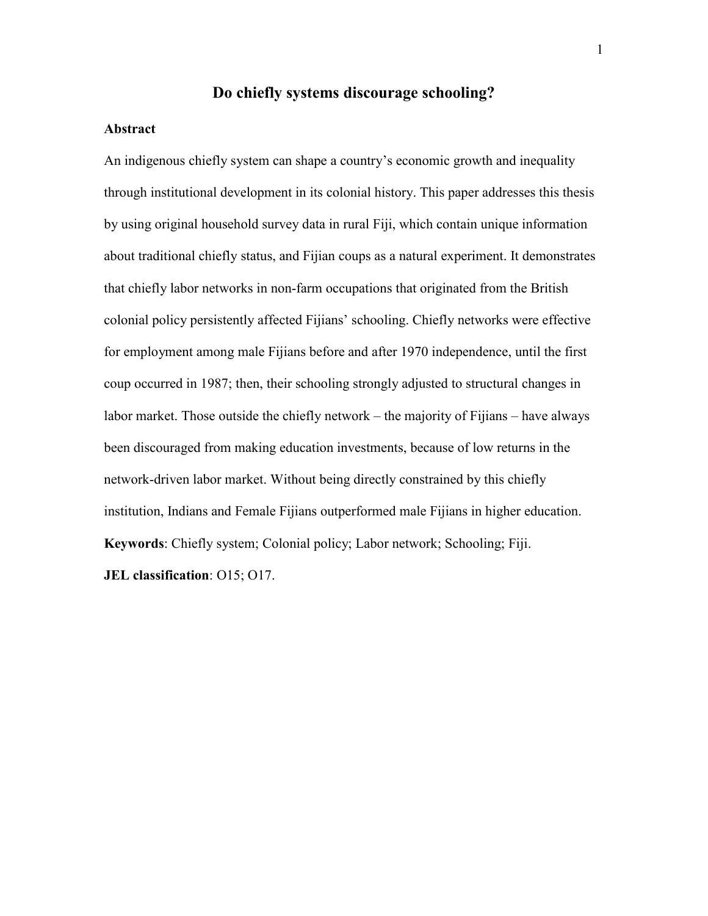# Do chiefly systems discourage schooling?

## Abstract

An indigenous chiefly system can shape a country's economic growth and inequality through institutional development in its colonial history. This paper addresses this thesis by using original household survey data in rural Fiji, which contain unique information about traditional chiefly status, and Fijian coups as a natural experiment. It demonstrates that chiefly labor networks in non-farm occupations that originated from the British colonial policy persistently affected Fijians' schooling. Chiefly networks were effective for employment among male Fijians before and after 1970 independence, until the first coup occurred in 1987; then, their schooling strongly adjusted to structural changes in labor market. Those outside the chiefly network – the majority of Fijians – have always been discouraged from making education investments, because of low returns in the network-driven labor market. Without being directly constrained by this chiefly institution, Indians and Female Fijians outperformed male Fijians in higher education.

**Keywords**: Chiefly system; Colonial policy; Labor network; Schooling; Fiji.

**JEL classification**: O15; O17.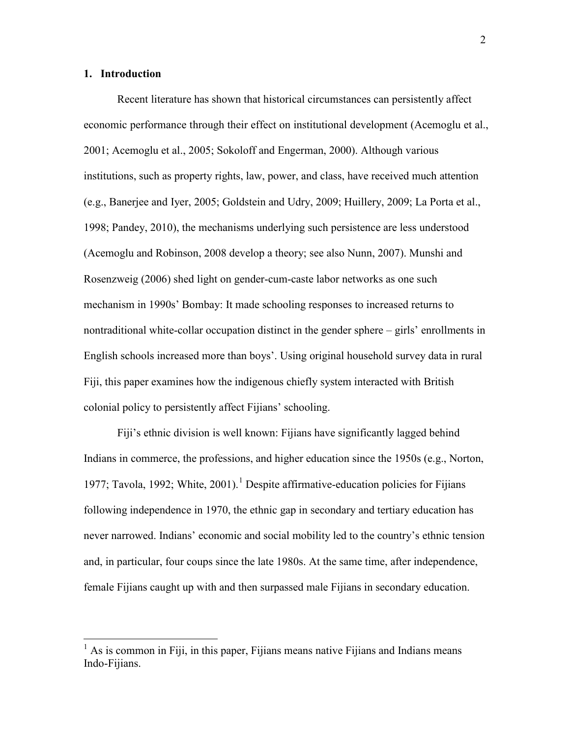## 1. Introduction

Recent literature has shown that historical circumstances can persistently affect economic performance through their effect on institutional development (Acemoglu et al., 2001; Acemoglu et al., 2005; Sokoloff and Engerman, 2000). Although various institutions, such as property rights, law, power, and class, have received much attention (e.g., Banerjee and Iyer, 2005; Goldstein and Udry, 2009; Huillery, 2009; La Porta et al., 1998; Pandey, 2010), the mechanisms underlying such persistence are less understood (Acemoglu and Robinson, 2008 develop a theory; see also Nunn, 2007). Munshi and Rosenzweig (2006) shed light on gender-cum-caste labor networks as one such mechanism in 1990s' Bombay: It made schooling responses to increased returns to nontraditional white-collar occupation distinct in the gender sphere – girls' enrollments in English schools increased more than boys'. Using original household survey data in rural Fiji, this paper examines how the indigenous chiefly system interacted with British colonial policy to persistently affect Fijians' schooling.

Fiji's ethnic division is well known: Fijians have significantly lagged behind Indians in commerce, the professions, and higher education since the 1950s (e.g., Norton, 1977; Tavola, 1992; White, 2001).[1] Despite affirmative-education policies for Fijians following independence in 1970, the ethnic gap in secondary and tertiary education has never narrowed. Indians' economic and social mobility led to the country's ethnic tension and, in particular, four coups since the late 1980s. At the same time, after independence, female Fijians caught up with and then surpassed male Fijians in secondary education.

[1] As is common in Fiji, in this paper, Fijians means native Fijians and Indians means Indo-Fijians.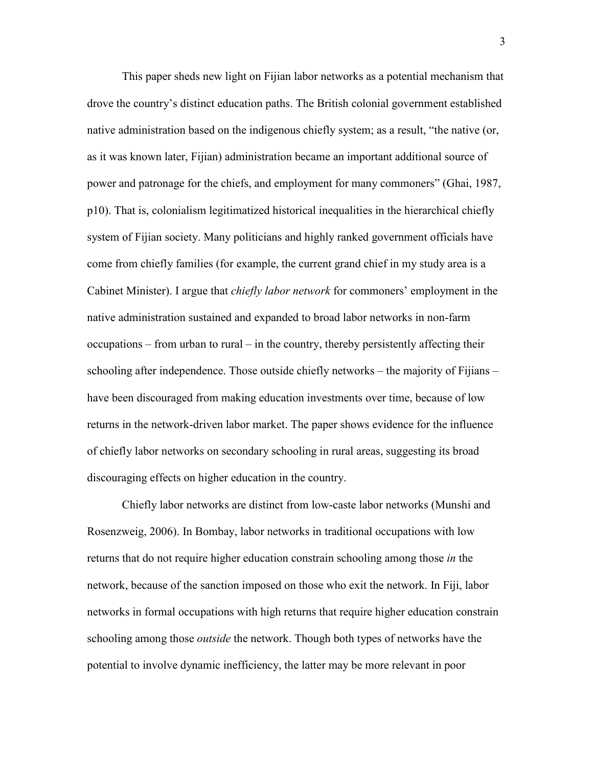This paper sheds new light on Fijian labor networks as a potential mechanism that drove the country's distinct education paths. The British colonial government established native administration based on the indigenous chiefly system; as a result, "the native (or, as it was known later, Fijian) administration became an important additional source of power and patronage for the chiefs, and employment for many commoners" (Ghai, 1987, p10). That is, colonialism legitimatized historical inequalities in the hierarchical chiefly system of Fijian society. Many politicians and highly ranked government officials have come from chiefly families (for example, the current grand chief in my study area is a Cabinet Minister). I argue that *chiefly labor network* for commoners' employment in the native administration sustained and expanded to broad labor networks in non-farm occupations – from urban to rural – in the country, thereby persistently affecting their schooling after independence. Those outside chiefly networks – the majority of Fijians – have been discouraged from making education investments over time, because of low returns in the network-driven labor market. The paper shows evidence for the influence of chiefly labor networks on secondary schooling in rural areas, suggesting its broad discouraging effects on higher education in the country.

Chiefly labor networks are distinct from low-caste labor networks (Munshi and Rosenzweig, 2006). In Bombay, labor networks in traditional occupations with low returns that do not require higher education constrain schooling among those *in* the network, because of the sanction imposed on those who exit the network. In Fiji, labor networks in formal occupations with high returns that require higher education constrain schooling among those *outside* the network. Though both types of networks have the potential to involve dynamic inefficiency, the latter may be more relevant in poor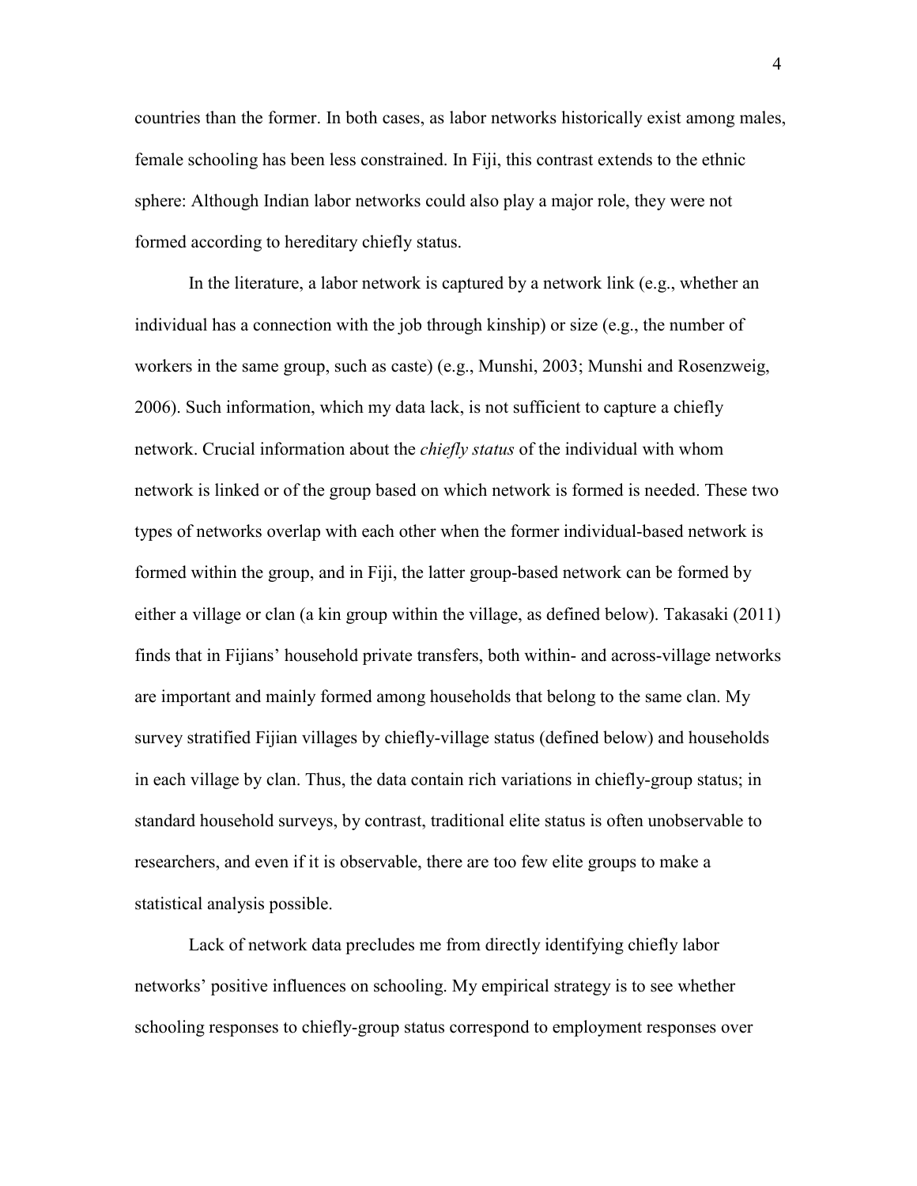countries than the former. In both cases, as labor networks historically exist among males, female schooling has been less constrained. In Fiji, this contrast extends to the ethnic sphere: Although Indian labor networks could also play a major role, they were not formed according to hereditary chiefly status.

In the literature, a labor network is captured by a network link (e.g., whether an individual has a connection with the job through kinship) or size (e.g., the number of workers in the same group, such as caste) (e.g., Munshi, 2003; Munshi and Rosenzweig, 2006). Such information, which my data lack, is not sufficient to capture a chiefly network. Crucial information about the *chiefly status* of the individual with whom network is linked or of the group based on which network is formed is needed. These two types of networks overlap with each other when the former individual-based network is formed within the group, and in Fiji, the latter group-based network can be formed by either a village or clan (a kin group within the village, as defined below). Takasaki (2011) finds that in Fijians' household private transfers, both within- and across-village networks are important and mainly formed among households that belong to the same clan. My survey stratified Fijian villages by chiefly-village status (defined below) and households in each village by clan. Thus, the data contain rich variations in chiefly-group status; in standard household surveys, by contrast, traditional elite status is often unobservable to researchers, and even if it is observable, there are too few elite groups to make a statistical analysis possible.

Lack of network data precludes me from directly identifying chiefly labor networks' positive influences on schooling. My empirical strategy is to see whether schooling responses to chiefly-group status correspond to employment responses over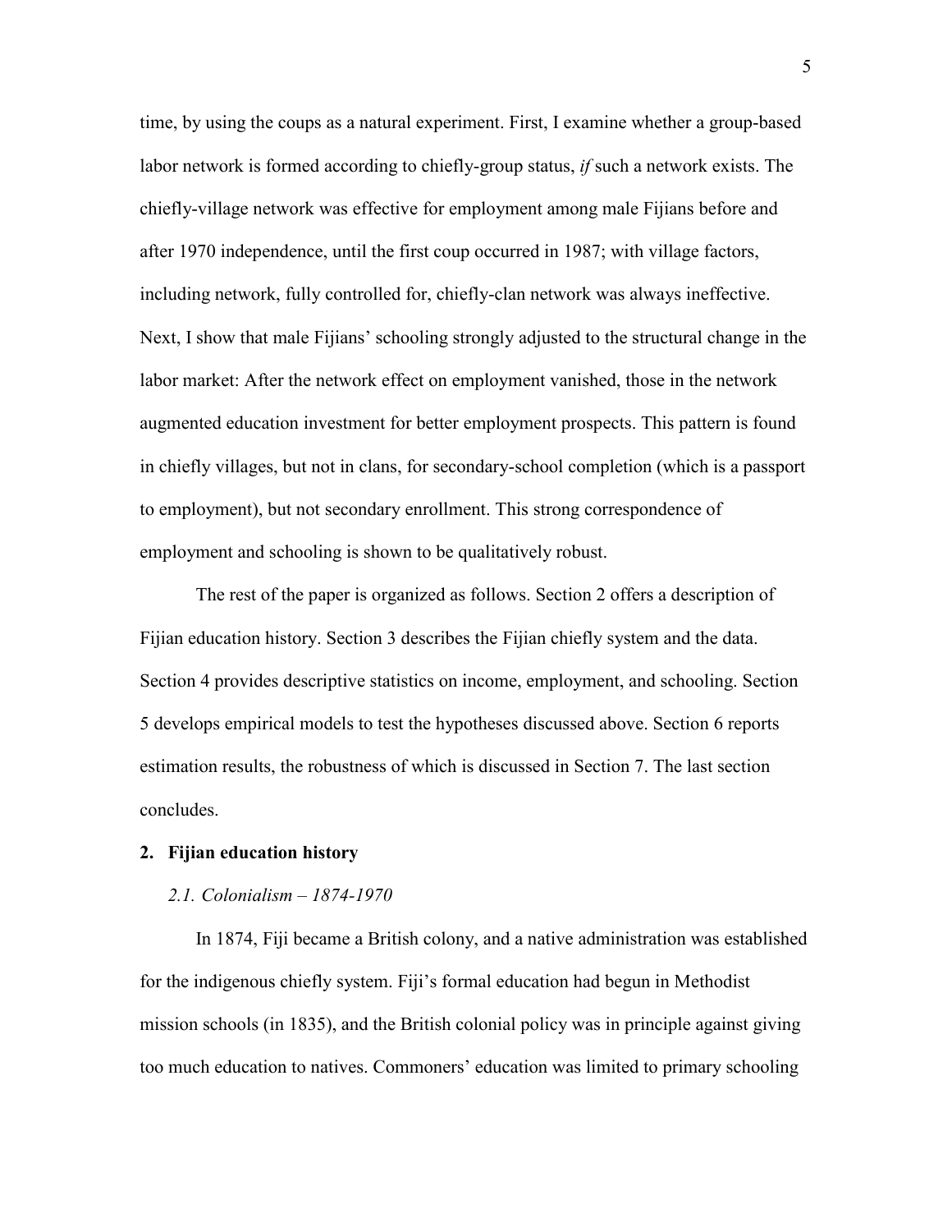time, by using the coups as a natural experiment. First, I examine whether a group-based labor network is formed according to chiefly-group status, *if* such a network exists. The chiefly-village network was effective for employment among male Fijians before and after 1970 independence, until the first coup occurred in 1987; with village factors, including network, fully controlled for, chiefly-clan network was always ineffective. Next, I show that male Fijians' schooling strongly adjusted to the structural change in the labor market: After the network effect on employment vanished, those in the network augmented education investment for better employment prospects. This pattern is found in chiefly villages, but not in clans, for secondary-school completion (which is a passport to employment), but not secondary enrollment. This strong correspondence of employment and schooling is shown to be qualitatively robust.

The rest of the paper is organized as follows. Section 2 offers a description of Fijian education history. Section 3 describes the Fijian chiefly system and the data. Section 4 provides descriptive statistics on income, employment, and schooling. Section 5 develops empirical models to test the hypotheses discussed above. Section 6 reports estimation results, the robustness of which is discussed in Section 7. The last section concludes.

## 2. Fijian education history

### *2.1. Colonialism – 1874-1970*

In 1874, Fiji became a British colony, and a native administration was established for the indigenous chiefly system. Fiji's formal education had begun in Methodist mission schools (in 1835), and the British colonial policy was in principle against giving too much education to natives. Commoners' education was limited to primary schooling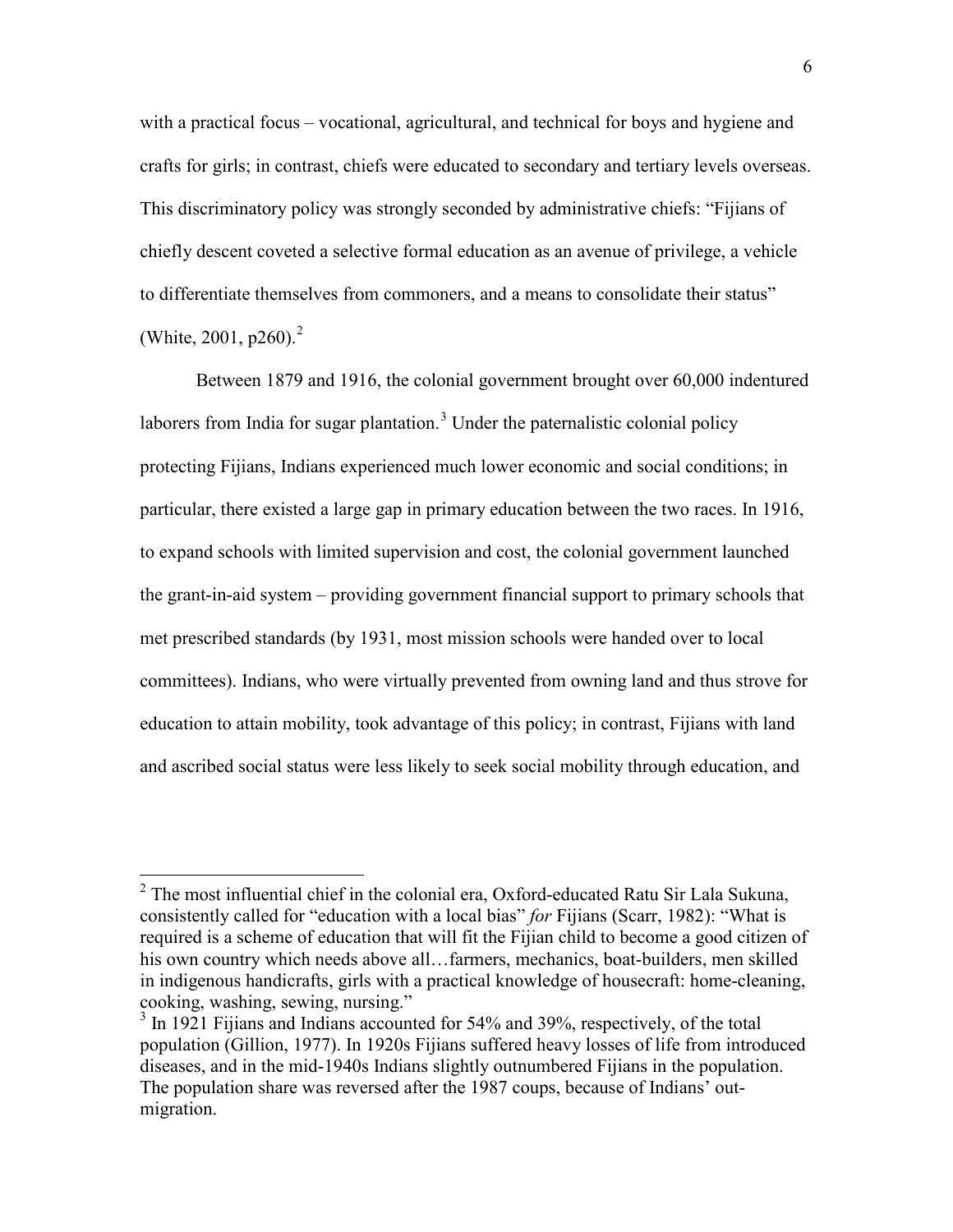with a practical focus – vocational, agricultural, and technical for boys and hygiene and crafts for girls; in contrast, chiefs were educated to secondary and tertiary levels overseas. This discriminatory policy was strongly seconded by administrative chiefs: "Fijians of chiefly descent coveted a selective formal education as an avenue of privilege, a vehicle to differentiate themselves from commoners, and a means to consolidate their status" (White, 2001, p260).[2]

Between 1879 and 1916, the colonial government brought over 60,000 indentured laborers from India for sugar plantation.[3] Under the paternalistic colonial policy protecting Fijians, Indians experienced much lower economic and social conditions; in particular, there existed a large gap in primary education between the two races. In 1916, to expand schools with limited supervision and cost, the colonial government launched the grant-in-aid system – providing government financial support to primary schools that met prescribed standards (by 1931, most mission schools were handed over to local committees). Indians, who were virtually prevented from owning land and thus strove for education to attain mobility, took advantage of this policy; in contrast, Fijians with land and ascribed social status were less likely to seek social mobility through education, and

---

[2] The most influential chief in the colonial era, Oxford-educated Ratu Sir Lala Sukuna, consistently called for "education with a local bias" *for* Fijians (Scarr, 1982): "What is required is a scheme of education that will fit the Fijian child to become a good citizen of his own country which needs above all…farmers, mechanics, boat-builders, men skilled in indigenous handicrafts, girls with a practical knowledge of housecraft: home-cleaning, cooking, washing, sewing, nursing."

[3] In 1921 Fijians and Indians accounted for 54% and 39%, respectively, of the total population (Gillion, 1977). In 1920s Fijians suffered heavy losses of life from introduced diseases, and in the mid-1940s Indians slightly outnumbered Fijians in the population. The population share was reversed after the 1987 coups, because of Indians' out-migration.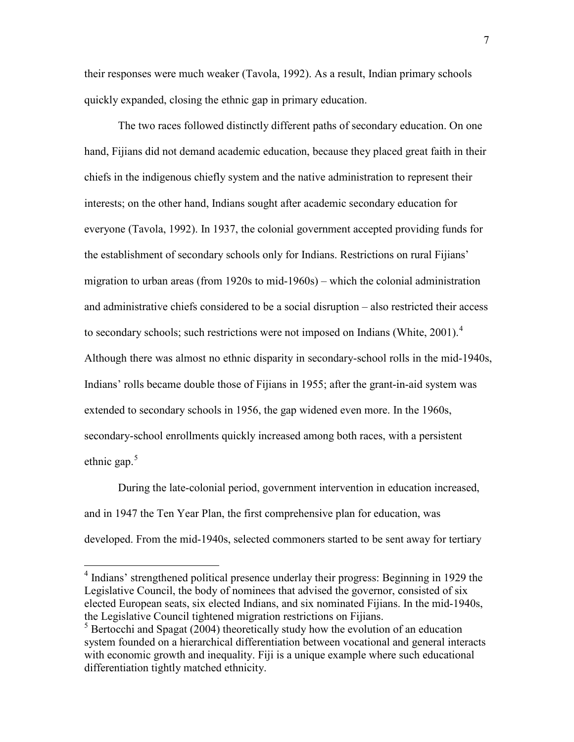their responses were much weaker (Tavola, 1992). As a result, Indian primary schools quickly expanded, closing the ethnic gap in primary education.

The two races followed distinctly different paths of secondary education. On one hand, Fijians did not demand academic education, because they placed great faith in their chiefs in the indigenous chiefly system and the native administration to represent their interests; on the other hand, Indians sought after academic secondary education for everyone (Tavola, 1992). In 1937, the colonial government accepted providing funds for the establishment of secondary schools only for Indians. Restrictions on rural Fijians' migration to urban areas (from 1920s to mid-1960s) – which the colonial administration and administrative chiefs considered to be a social disruption – also restricted their access to secondary schools; such restrictions were not imposed on Indians (White, 2001).[4] Although there was almost no ethnic disparity in secondary-school rolls in the mid-1940s, Indians' rolls became double those of Fijians in 1955; after the grant-in-aid system was extended to secondary schools in 1956, the gap widened even more. In the 1960s, secondary-school enrollments quickly increased among both races, with a persistent ethnic gap.[5]

During the late-colonial period, government intervention in education increased, and in 1947 the Ten Year Plan, the first comprehensive plan for education, was developed. From the mid-1940s, selected commoners started to be sent away for tertiary

[4] Indians' strengthened political presence underlay their progress: Beginning in 1929 the Legislative Council, the body of nominees that advised the governor, consisted of six elected European seats, six elected Indians, and six nominated Fijians. In the mid-1940s, the Legislative Council tightened migration restrictions on Fijians.

[5] Bertocchi and Spagat (2004) theoretically study how the evolution of an education system founded on a hierarchical differentiation between vocational and general interacts with economic growth and inequality. Fiji is a unique example where such educational differentiation tightly matched ethnicity.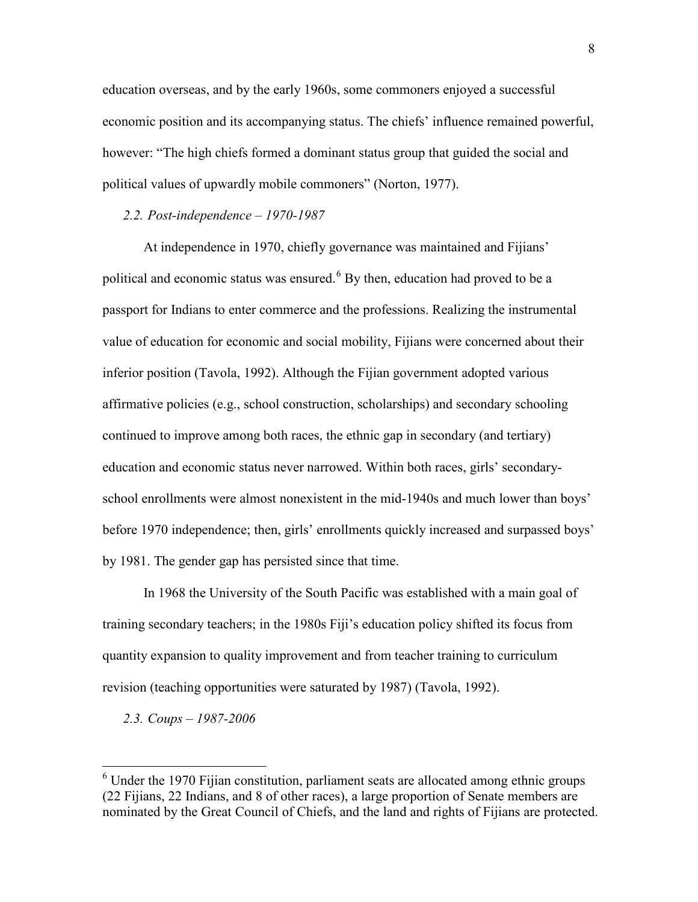education overseas, and by the early 1960s, some commoners enjoyed a successful economic position and its accompanying status. The chiefs' influence remained powerful, however: "The high chiefs formed a dominant status group that guided the social and political values of upwardly mobile commoners" (Norton, 1977).

### *2.2. Post-independence – 1970-1987*

At independence in 1970, chiefly governance was maintained and Fijians' political and economic status was ensured.[6] By then, education had proved to be a passport for Indians to enter commerce and the professions. Realizing the instrumental value of education for economic and social mobility, Fijians were concerned about their inferior position (Tavola, 1992). Although the Fijian government adopted various affirmative policies (e.g., school construction, scholarships) and secondary schooling continued to improve among both races, the ethnic gap in secondary (and tertiary) education and economic status never narrowed. Within both races, girls' secondary-school enrollments were almost nonexistent in the mid-1940s and much lower than boys' before 1970 independence; then, girls' enrollments quickly increased and surpassed boys' by 1981. The gender gap has persisted since that time.

In 1968 the University of the South Pacific was established with a main goal of training secondary teachers; in the 1980s Fiji's education policy shifted its focus from quantity expansion to quality improvement and from teacher training to curriculum revision (teaching opportunities were saturated by 1987) (Tavola, 1992).

### *2.3. Coups – 1987-2006*

---

[6] Under the 1970 Fijian constitution, parliament seats are allocated among ethnic groups (22 Fijians, 22 Indians, and 8 of other races), a large proportion of Senate members are nominated by the Great Council of Chiefs, and the land and rights of Fijians are protected.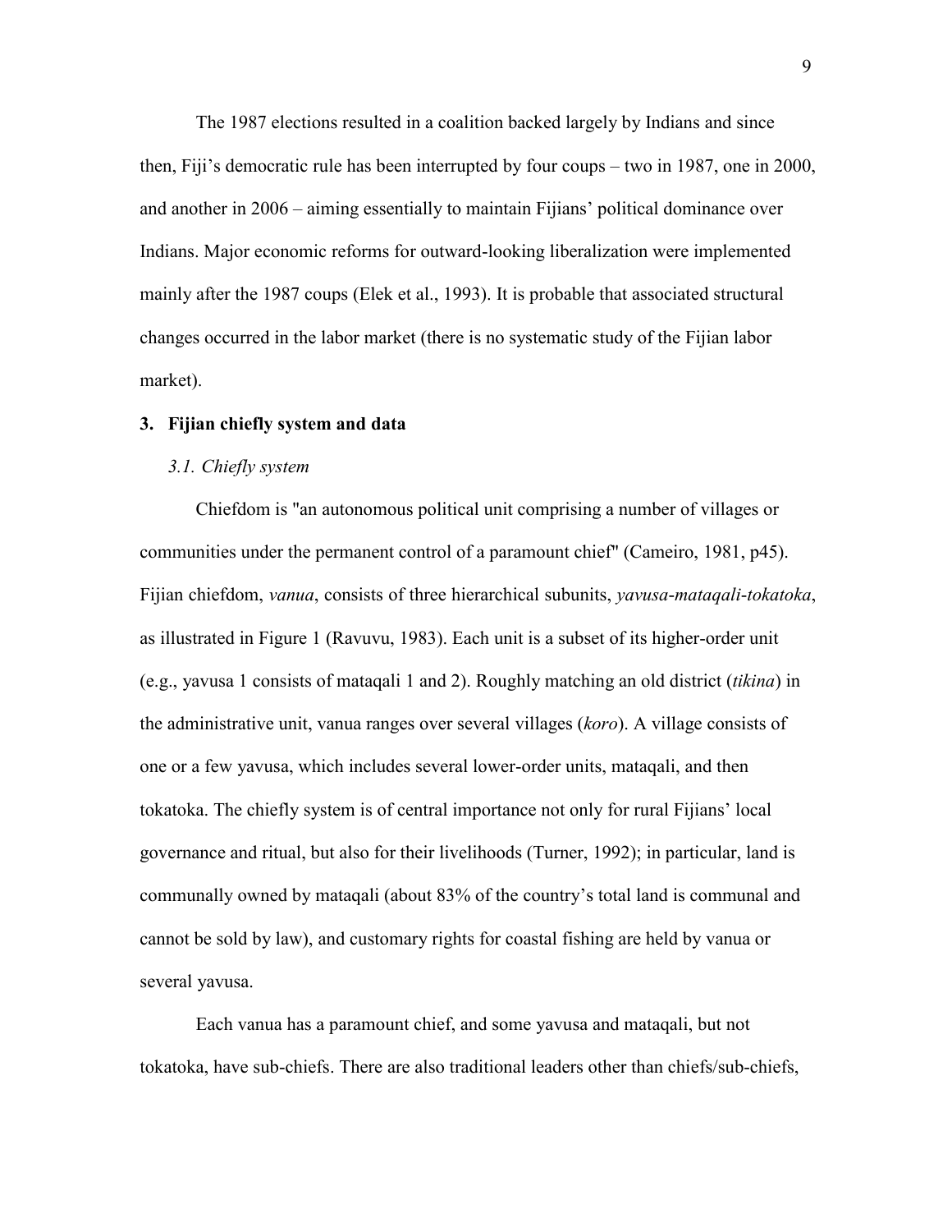The 1987 elections resulted in a coalition backed largely by Indians and since then, Fiji's democratic rule has been interrupted by four coups – two in 1987, one in 2000, and another in 2006 – aiming essentially to maintain Fijians' political dominance over Indians. Major economic reforms for outward-looking liberalization were implemented mainly after the 1987 coups (Elek et al., 1993). It is probable that associated structural changes occurred in the labor market (there is no systematic study of the Fijian labor market).

## 3. Fijian chiefly system and data

### *3.1. Chiefly system*

Chiefdom is "an autonomous political unit comprising a number of villages or communities under the permanent control of a paramount chief" (Cameiro, 1981, p45). Fijian chiefdom, *vanua*, consists of three hierarchical subunits, *yavusa-mataqali-tokatoka*, as illustrated in Figure 1 (Ravuvu, 1983). Each unit is a subset of its higher-order unit (e.g., yavusa 1 consists of mataqali 1 and 2). Roughly matching an old district (*tikina*) in the administrative unit, vanua ranges over several villages (*koro*). A village consists of one or a few yavusa, which includes several lower-order units, mataqali, and then tokatoka. The chiefly system is of central importance not only for rural Fijians' local governance and ritual, but also for their livelihoods (Turner, 1992); in particular, land is communally owned by mataqali (about 83% of the country's total land is communal and cannot be sold by law), and customary rights for coastal fishing are held by vanua or several yavusa.

Each vanua has a paramount chief, and some yavusa and mataqali, but not tokatoka, have sub-chiefs. There are also traditional leaders other than chiefs/sub-chiefs,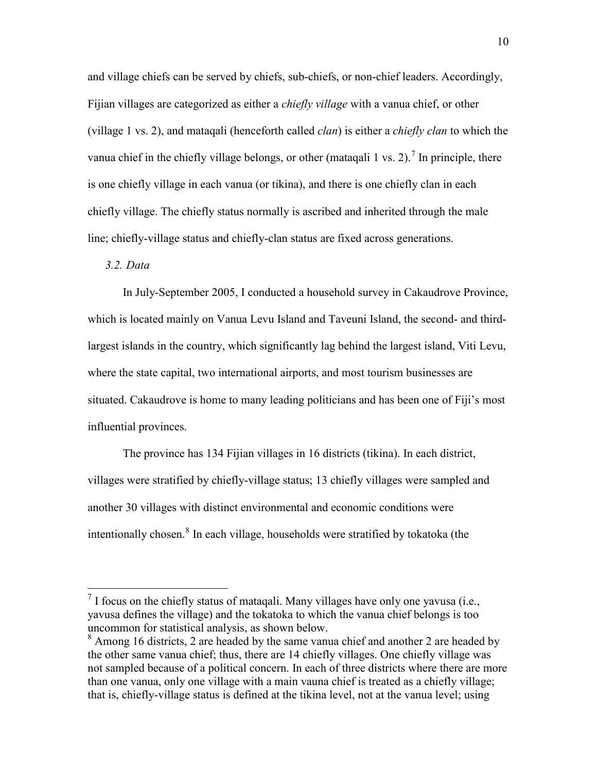and village chiefs can be served by chiefs, sub-chiefs, or non-chief leaders. Accordingly, Fijian villages are categorized as either a *chiefly village* with a vanua chief, or other (village 1 vs. 2), and mataqali (henceforth called *clan*) is either a *chiefly clan* to which the vanua chief in the chiefly village belongs, or other (mataqali 1 vs. 2).[7] In principle, there is one chiefly village in each vanua (or tikina), and there is one chiefly clan in each chiefly village. The chiefly status normally is ascribed and inherited through the male line; chiefly-village status and chiefly-clan status are fixed across generations.

### *3.2. Data*

In July-September 2005, I conducted a household survey in Cakaudrove Province, which is located mainly on Vanua Levu Island and Taveuni Island, the second- and third-largest islands in the country, which significantly lag behind the largest island, Viti Levu, where the state capital, two international airports, and most tourism businesses are situated. Cakaudrove is home to many leading politicians and has been one of Fiji's most influential provinces.

The province has 134 Fijian villages in 16 districts (tikina). In each district, villages were stratified by chiefly-village status; 13 chiefly villages were sampled and another 30 villages with distinct environmental and economic conditions were intentionally chosen.[8] In each village, households were stratified by tokatoka (the

---

[7] I focus on the chiefly status of mataqali. Many villages have only one yavusa (i.e., yavusa defines the village) and the tokatoka to which the vanua chief belongs is too uncommon for statistical analysis, as shown below.

[8] Among 16 districts, 2 are headed by the same vanua chief and another 2 are headed by the other same vanua chief; thus, there are 14 chiefly villages. One chiefly village was not sampled because of a political concern. In each of three districts where there are more than one vanua, only one village with a main vauna chief is treated as a chiefly village; that is, chiefly-village status is defined at the tikina level, not at the vanua level; using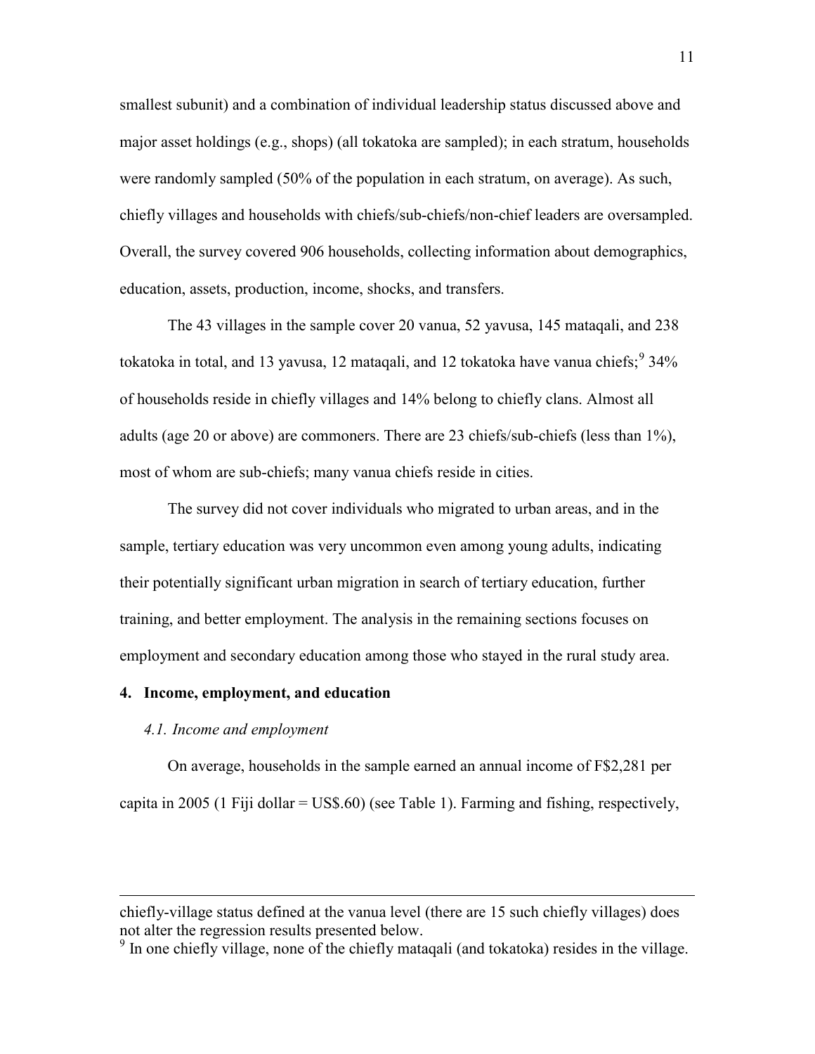smallest subunit) and a combination of individual leadership status discussed above and major asset holdings (e.g., shops) (all tokatoka are sampled); in each stratum, households were randomly sampled (50% of the population in each stratum, on average). As such, chiefly villages and households with chiefs/sub-chiefs/non-chief leaders are oversampled. Overall, the survey covered 906 households, collecting information about demographics, education, assets, production, income, shocks, and transfers.

The 43 villages in the sample cover 20 vanua, 52 yavusa, 145 mataqali, and 238 tokatoka in total, and 13 yavusa, 12 mataqali, and 12 tokatoka have vanua chiefs;[9] 34% of households reside in chiefly villages and 14% belong to chiefly clans. Almost all adults (age 20 or above) are commoners. There are 23 chiefs/sub-chiefs (less than 1%), most of whom are sub-chiefs; many vanua chiefs reside in cities.

The survey did not cover individuals who migrated to urban areas, and in the sample, tertiary education was very uncommon even among young adults, indicating their potentially significant urban migration in search of tertiary education, further training, and better employment. The analysis in the remaining sections focuses on employment and secondary education among those who stayed in the rural study area.

## 4. Income, employment, and education

### *4.1. Income and employment*

On average, households in the sample earned an annual income of F$2,281 per capita in 2005 (1 Fiji dollar = US$.60) (see Table 1). Farming and fishing, respectively,

---

chiefly-village status defined at the vanua level (there are 15 such chiefly villages) does not alter the regression results presented below.

[9] In one chiefly village, none of the chiefly mataqali (and tokatoka) resides in the village.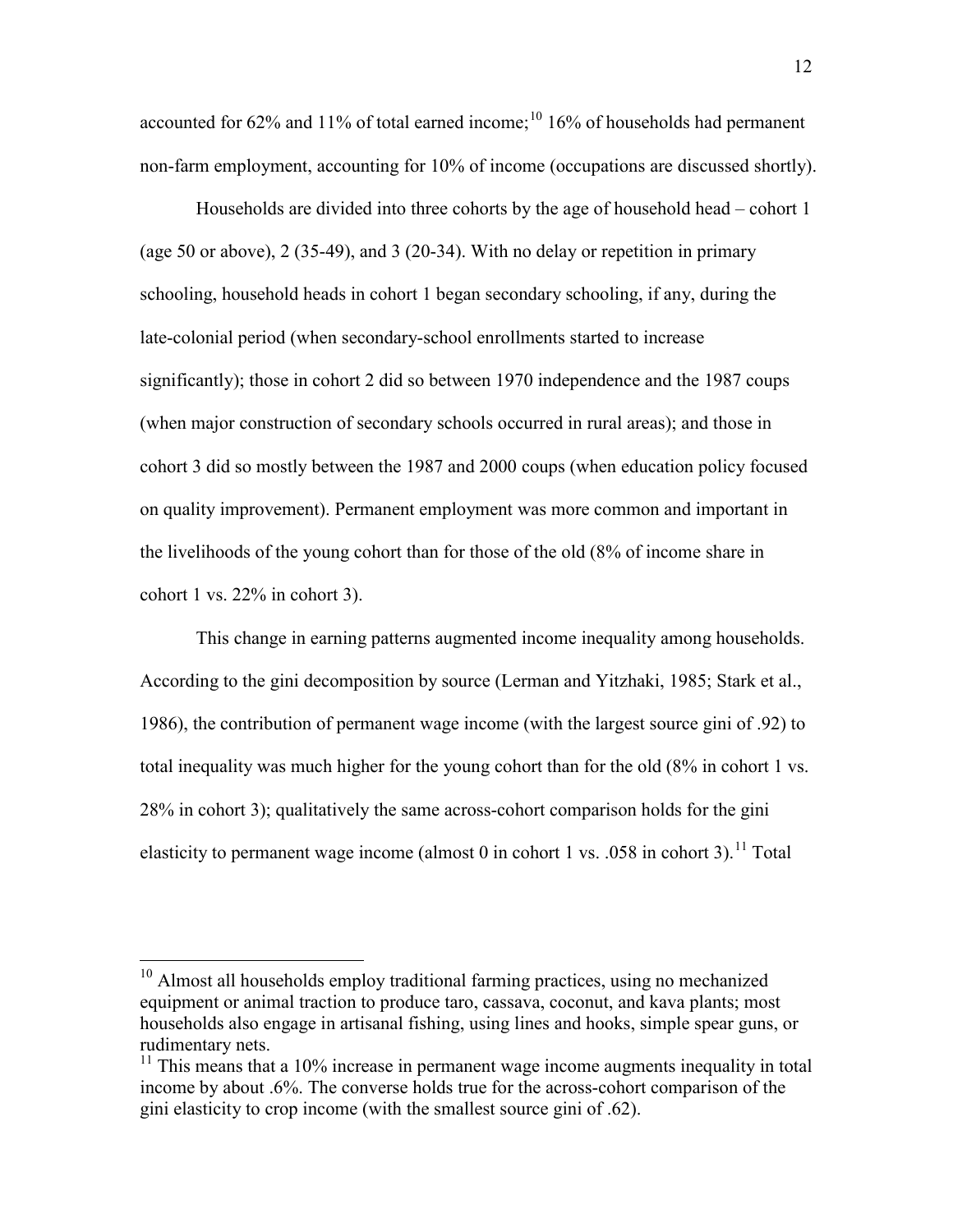accounted for 62% and 11% of total earned income;[10] 16% of households had permanent non-farm employment, accounting for 10% of income (occupations are discussed shortly).

Households are divided into three cohorts by the age of household head – cohort 1 (age 50 or above), 2 (35-49), and 3 (20-34). With no delay or repetition in primary schooling, household heads in cohort 1 began secondary schooling, if any, during the late-colonial period (when secondary-school enrollments started to increase significantly); those in cohort 2 did so between 1970 independence and the 1987 coups (when major construction of secondary schools occurred in rural areas); and those in cohort 3 did so mostly between the 1987 and 2000 coups (when education policy focused on quality improvement). Permanent employment was more common and important in the livelihoods of the young cohort than for those of the old (8% of income share in cohort 1 vs. 22% in cohort 3).

This change in earning patterns augmented income inequality among households. According to the gini decomposition by source (Lerman and Yitzhaki, 1985; Stark et al., 1986), the contribution of permanent wage income (with the largest source gini of .92) to total inequality was much higher for the young cohort than for the old (8% in cohort 1 vs. 28% in cohort 3); qualitatively the same across-cohort comparison holds for the gini elasticity to permanent wage income (almost 0 in cohort 1 vs. .058 in cohort 3).[11] Total

[10] Almost all households employ traditional farming practices, using no mechanized equipment or animal traction to produce taro, cassava, coconut, and kava plants; most households also engage in artisanal fishing, using lines and hooks, simple spear guns, or rudimentary nets.

[11] This means that a 10% increase in permanent wage income augments inequality in total income by about .6%. The converse holds true for the across-cohort comparison of the gini elasticity to crop income (with the smallest source gini of .62).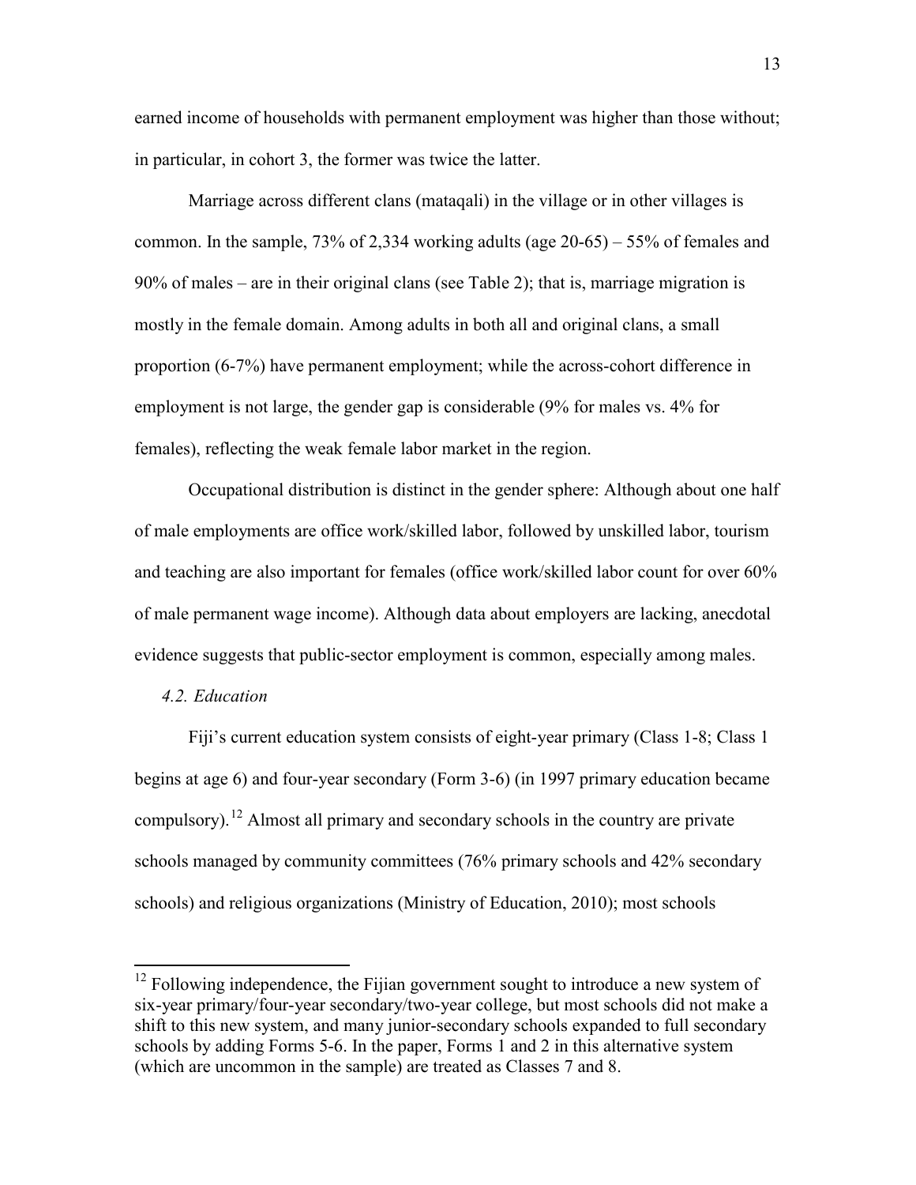earned income of households with permanent employment was higher than those without; in particular, in cohort 3, the former was twice the latter.

Marriage across different clans (mataqali) in the village or in other villages is common. In the sample, 73% of 2,334 working adults (age 20-65) – 55% of females and 90% of males – are in their original clans (see Table 2); that is, marriage migration is mostly in the female domain. Among adults in both all and original clans, a small proportion (6-7%) have permanent employment; while the across-cohort difference in employment is not large, the gender gap is considerable (9% for males vs. 4% for females), reflecting the weak female labor market in the region.

Occupational distribution is distinct in the gender sphere: Although about one half of male employments are office work/skilled labor, followed by unskilled labor, tourism and teaching are also important for females (office work/skilled labor count for over 60% of male permanent wage income). Although data about employers are lacking, anecdotal evidence suggests that public-sector employment is common, especially among males.

### *4.2. Education*

Fiji's current education system consists of eight-year primary (Class 1-8; Class 1 begins at age 6) and four-year secondary (Form 3-6) (in 1997 primary education became compulsory).[12] Almost all primary and secondary schools in the country are private schools managed by community committees (76% primary schools and 42% secondary schools) and religious organizations (Ministry of Education, 2010); most schools

---

[12] Following independence, the Fijian government sought to introduce a new system of six-year primary/four-year secondary/two-year college, but most schools did not make a shift to this new system, and many junior-secondary schools expanded to full secondary schools by adding Forms 5-6. In the paper, Forms 1 and 2 in this alternative system (which are uncommon in the sample) are treated as Classes 7 and 8.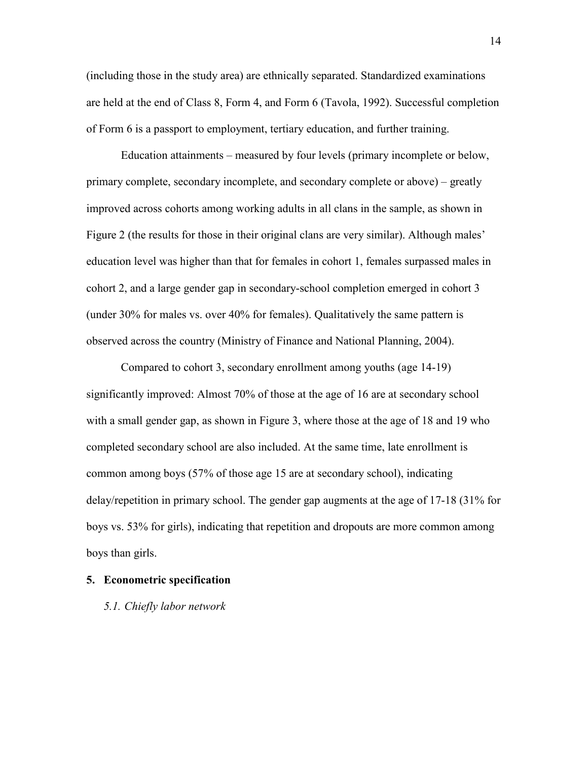(including those in the study area) are ethnically separated. Standardized examinations are held at the end of Class 8, Form 4, and Form 6 (Tavola, 1992). Successful completion of Form 6 is a passport to employment, tertiary education, and further training.

Education attainments – measured by four levels (primary incomplete or below, primary complete, secondary incomplete, and secondary complete or above) – greatly improved across cohorts among working adults in all clans in the sample, as shown in Figure 2 (the results for those in their original clans are very similar). Although males' education level was higher than that for females in cohort 1, females surpassed males in cohort 2, and a large gender gap in secondary-school completion emerged in cohort 3 (under 30% for males vs. over 40% for females). Qualitatively the same pattern is observed across the country (Ministry of Finance and National Planning, 2004).

Compared to cohort 3, secondary enrollment among youths (age 14-19) significantly improved: Almost 70% of those at the age of 16 are at secondary school with a small gender gap, as shown in Figure 3, where those at the age of 18 and 19 who completed secondary school are also included. At the same time, late enrollment is common among boys (57% of those age 15 are at secondary school), indicating delay/repetition in primary school. The gender gap augments at the age of 17-18 (31% for boys vs. 53% for girls), indicating that repetition and dropouts are more common among boys than girls.

## 5. Econometric specification

### *5.1. Chiefly labor network*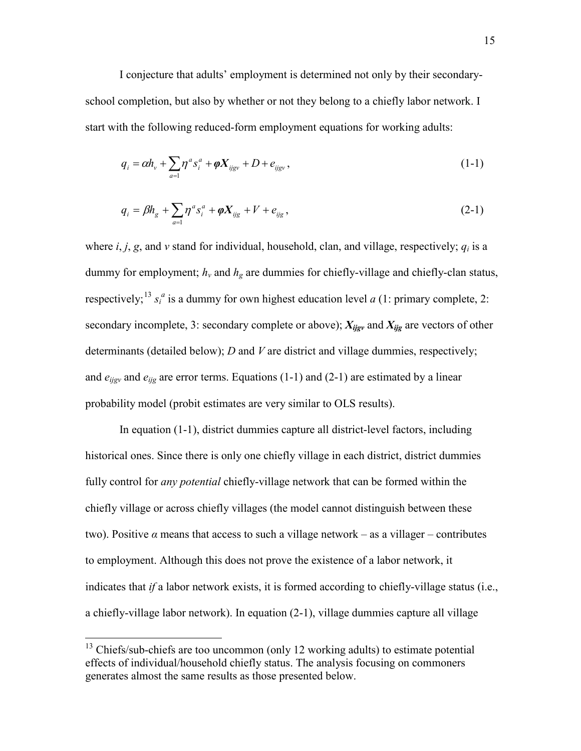I conjecture that adults' employment is determined not only by their secondary-school completion, but also by whether or not they belong to a chiefly labor network. I start with the following reduced-form employment equations for working adults:

$$q_i = \alpha h_v + \sum_{a=1} \eta^a s_i^a + \boldsymbol{\varphi X}_{ijgv} + D + e_{ijgv}, \tag{1-1}$$

$$q_i = \beta h_g + \sum_{a=1} \eta^a s_i^a + \boldsymbol{\varphi X}_{ijg} + V + e_{ijg}, \tag{2-1}$$

where *i*, *j*, *g*, and *v* stand for individual, household, clan, and village, respectively; $q_i$ is a dummy for employment; $h_v$ and $h_g$ are dummies for chiefly-village and chiefly-clan status, respectively;[13] $s_i^a$ is a dummy for own highest education level *a* (1: primary complete, 2: secondary incomplete, 3: secondary complete or above); $\boldsymbol{X_{ijgv}}$ and $\boldsymbol{X_{ijg}}$ are vectors of other determinants (detailed below); *D* and *V* are district and village dummies, respectively; and $e_{ijgv}$ and $e_{ijg}$ are error terms. Equations (1-1) and (2-1) are estimated by a linear probability model (probit estimates are very similar to OLS results).

In equation (1-1), district dummies capture all district-level factors, including historical ones. Since there is only one chiefly village in each district, district dummies fully control for *any potential* chiefly-village network that can be formed within the chiefly village or across chiefly villages (the model cannot distinguish between these two). Positive $\alpha$ means that access to such a village network – as a villager – contributes to employment. Although this does not prove the existence of a labor network, it indicates that *if* a labor network exists, it is formed according to chiefly-village status (i.e., a chiefly-village labor network). In equation (2-1), village dummies capture all village

[13] Chiefs/sub-chiefs are too uncommon (only 12 working adults) to estimate potential effects of individual/household chiefly status. The analysis focusing on commoners generates almost the same results as those presented below.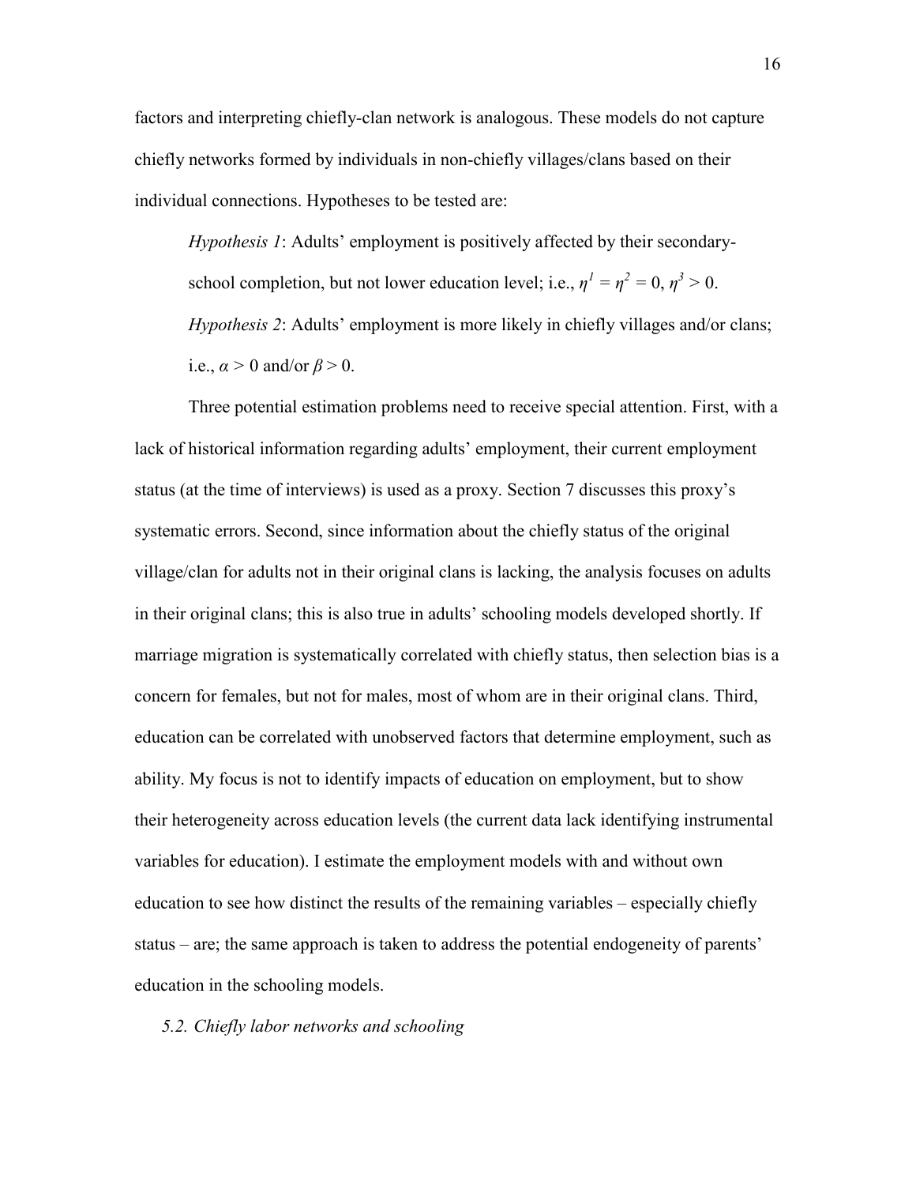factors and interpreting chiefly-clan network is analogous. These models do not capture chiefly networks formed by individuals in non-chiefly villages/clans based on their individual connections. Hypotheses to be tested are:

> *Hypothesis 1*: Adults' employment is positively affected by their secondary-school completion, but not lower education level; i.e., $\eta^1 = \eta^2 = 0$, $\eta^3 > 0$.
>
> *Hypothesis 2*: Adults' employment is more likely in chiefly villages and/or clans; i.e., $\alpha > 0$ and/or $\beta > 0$.

Three potential estimation problems need to receive special attention. First, with a lack of historical information regarding adults' employment, their current employment status (at the time of interviews) is used as a proxy. Section 7 discusses this proxy's systematic errors. Second, since information about the chiefly status of the original village/clan for adults not in their original clans is lacking, the analysis focuses on adults in their original clans; this is also true in adults' schooling models developed shortly. If marriage migration is systematically correlated with chiefly status, then selection bias is a concern for females, but not for males, most of whom are in their original clans. Third, education can be correlated with unobserved factors that determine employment, such as ability. My focus is not to identify impacts of education on employment, but to show their heterogeneity across education levels (the current data lack identifying instrumental variables for education). I estimate the employment models with and without own education to see how distinct the results of the remaining variables – especially chiefly status – are; the same approach is taken to address the potential endogeneity of parents' education in the schooling models.

### *5.2. Chiefly labor networks and schooling*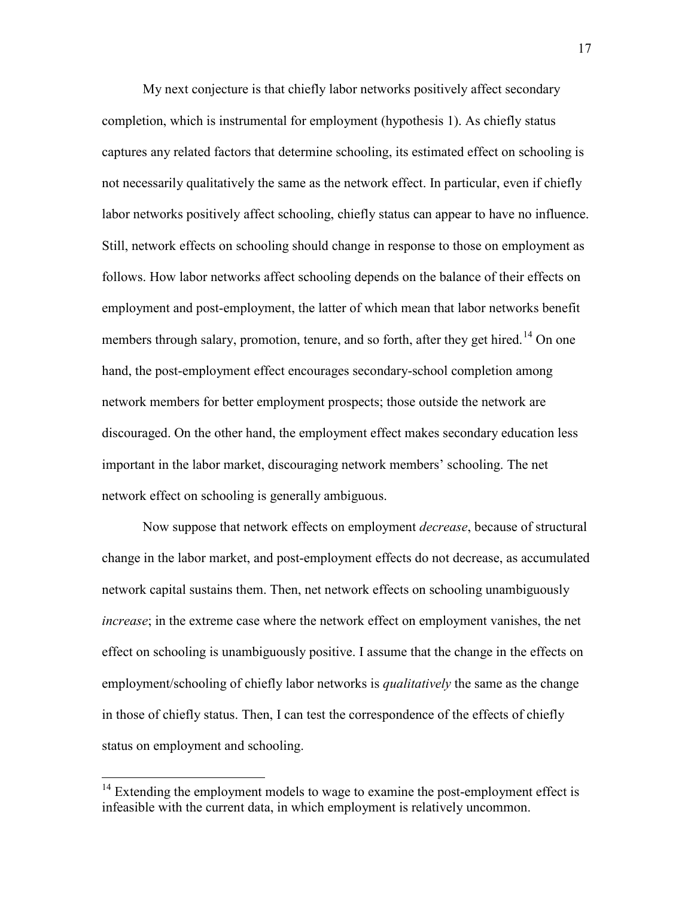My next conjecture is that chiefly labor networks positively affect secondary completion, which is instrumental for employment (hypothesis 1). As chiefly status captures any related factors that determine schooling, its estimated effect on schooling is not necessarily qualitatively the same as the network effect. In particular, even if chiefly labor networks positively affect schooling, chiefly status can appear to have no influence. Still, network effects on schooling should change in response to those on employment as follows. How labor networks affect schooling depends on the balance of their effects on employment and post-employment, the latter of which mean that labor networks benefit members through salary, promotion, tenure, and so forth, after they get hired.[14] On one hand, the post-employment effect encourages secondary-school completion among network members for better employment prospects; those outside the network are discouraged. On the other hand, the employment effect makes secondary education less important in the labor market, discouraging network members' schooling. The net network effect on schooling is generally ambiguous.

Now suppose that network effects on employment *decrease*, because of structural change in the labor market, and post-employment effects do not decrease, as accumulated network capital sustains them. Then, net network effects on schooling unambiguously *increase*; in the extreme case where the network effect on employment vanishes, the net effect on schooling is unambiguously positive. I assume that the change in the effects on employment/schooling of chiefly labor networks is *qualitatively* the same as the change in those of chiefly status. Then, I can test the correspondence of the effects of chiefly status on employment and schooling.

[14] Extending the employment models to wage to examine the post-employment effect is infeasible with the current data, in which employment is relatively uncommon.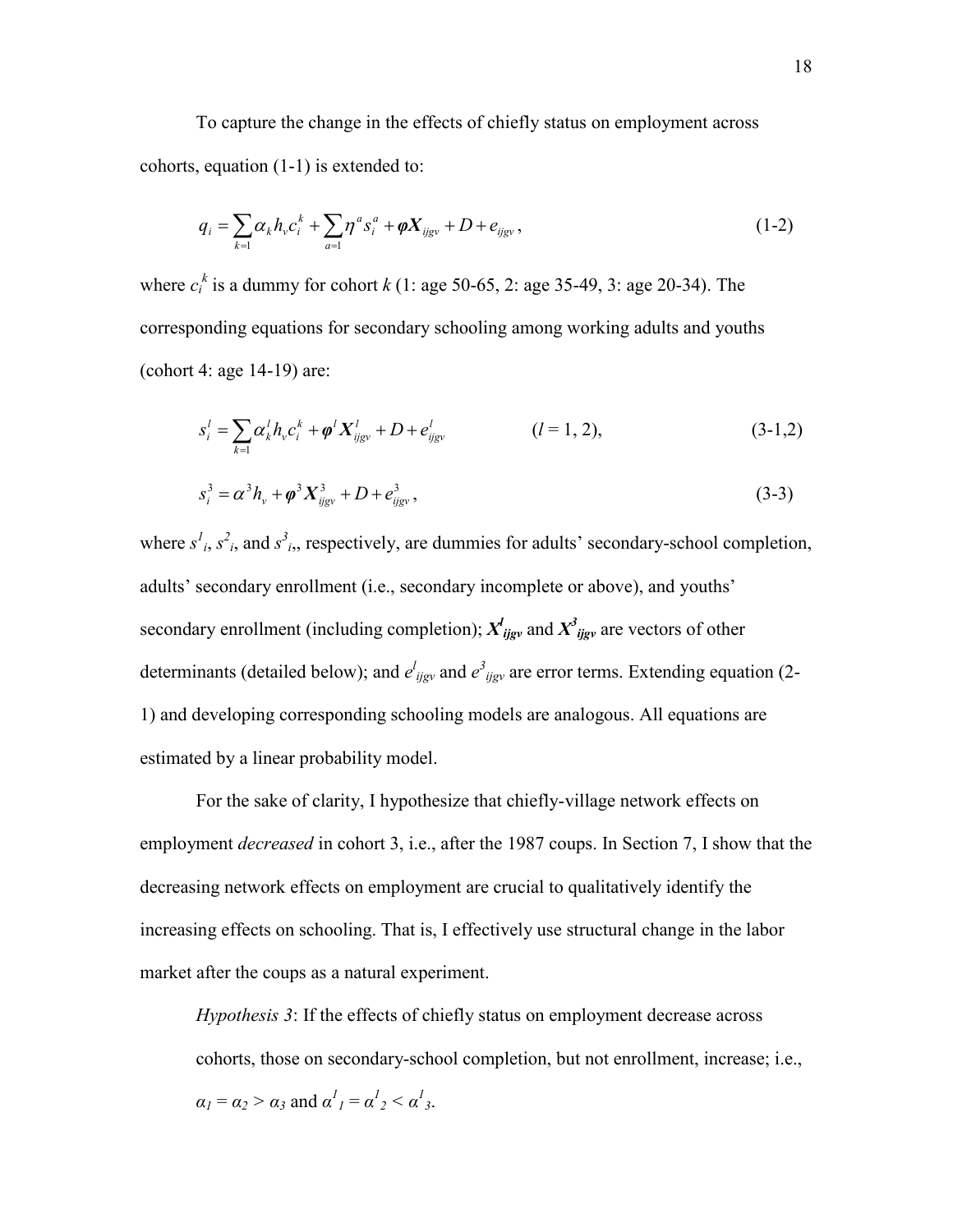To capture the change in the effects of chiefly status on employment across cohorts, equation (1-1) is extended to:

$$q_i = \sum_{k=1} \alpha_k h_v c_i^k + \sum_{a=1} \eta^a s_i^a + \boldsymbol{\varphi} \boldsymbol{X}_{ijgv} + D + e_{ijgv}, \tag{1-2}$$

where $c_i^k$ is a dummy for cohort $k$ (1: age 50-65, 2: age 35-49, 3: age 20-34). The corresponding equations for secondary schooling among working adults and youths (cohort 4: age 14-19) are:

$$s_i^l = \sum_{k=1} \alpha_k^l h_v c_i^k + \boldsymbol{\varphi}^l \boldsymbol{X}_{ijgv}^l + D + e_{ijgv}^l \qquad (l = 1, 2), \tag{3-1,2}$$

$$s_i^3 = \alpha^3 h_v + \boldsymbol{\varphi}^3 \boldsymbol{X}_{ijgv}^3 + D + e_{ijgv}^3, \tag{3-3}$$

where $s^1_i$, $s^2_i$, and $s^3_i$,, respectively, are dummies for adults' secondary-school completion, adults' secondary enrollment (i.e., secondary incomplete or above), and youths' secondary enrollment (including completion); $\boldsymbol{X}^l_{ijgv}$ and $\boldsymbol{X}^3_{ijgv}$ are vectors of other determinants (detailed below); and $e^l_{ijgv}$ and $e^3_{ijgv}$ are error terms. Extending equation (2-1) and developing corresponding schooling models are analogous. All equations are estimated by a linear probability model.

For the sake of clarity, I hypothesize that chiefly-village network effects on employment *decreased* in cohort 3, i.e., after the 1987 coups. In Section 7, I show that the decreasing network effects on employment are crucial to qualitatively identify the increasing effects on schooling. That is, I effectively use structural change in the labor market after the coups as a natural experiment.

> *Hypothesis 3*: If the effects of chiefly status on employment decrease across cohorts, those on secondary-school completion, but not enrollment, increase; i.e., $\alpha_1 = \alpha_2 > \alpha_3$ and $\alpha^1_1 = \alpha^1_2 < \alpha^1_3$.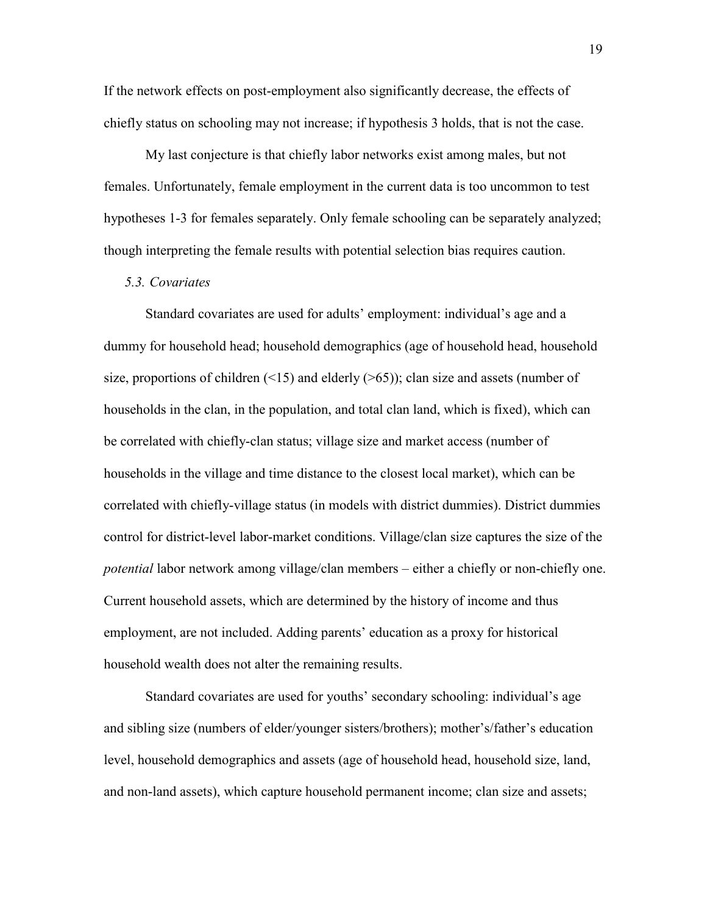If the network effects on post-employment also significantly decrease, the effects of chiefly status on schooling may not increase; if hypothesis 3 holds, that is not the case.

My last conjecture is that chiefly labor networks exist among males, but not females. Unfortunately, female employment in the current data is too uncommon to test hypotheses 1-3 for females separately. Only female schooling can be separately analyzed; though interpreting the female results with potential selection bias requires caution.

### *5.3. Covariates*

Standard covariates are used for adults' employment: individual's age and a dummy for household head; household demographics (age of household head, household size, proportions of children (<15) and elderly (>65)); clan size and assets (number of households in the clan, in the population, and total clan land, which is fixed), which can be correlated with chiefly-clan status; village size and market access (number of households in the village and time distance to the closest local market), which can be correlated with chiefly-village status (in models with district dummies). District dummies control for district-level labor-market conditions. Village/clan size captures the size of the *potential* labor network among village/clan members – either a chiefly or non-chiefly one. Current household assets, which are determined by the history of income and thus employment, are not included. Adding parents' education as a proxy for historical household wealth does not alter the remaining results.

Standard covariates are used for youths' secondary schooling: individual's age and sibling size (numbers of elder/younger sisters/brothers); mother's/father's education level, household demographics and assets (age of household head, household size, land, and non-land assets), which capture household permanent income; clan size and assets;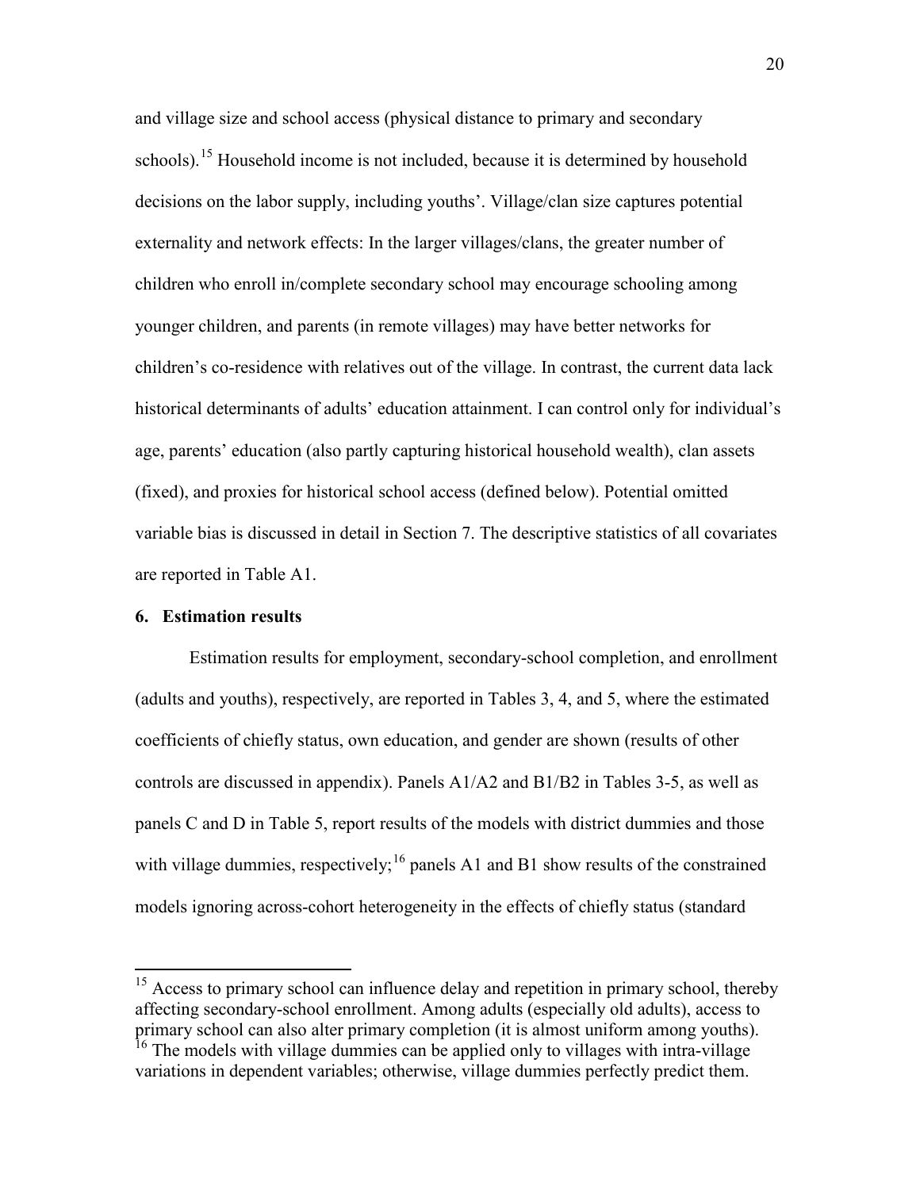and village size and school access (physical distance to primary and secondary schools).[15] Household income is not included, because it is determined by household decisions on the labor supply, including youths'. Village/clan size captures potential externality and network effects: In the larger villages/clans, the greater number of children who enroll in/complete secondary school may encourage schooling among younger children, and parents (in remote villages) may have better networks for children's co-residence with relatives out of the village. In contrast, the current data lack historical determinants of adults' education attainment. I can control only for individual's age, parents' education (also partly capturing historical household wealth), clan assets (fixed), and proxies for historical school access (defined below). Potential omitted variable bias is discussed in detail in Section 7. The descriptive statistics of all covariates are reported in Table A1.

## 6. Estimation results

Estimation results for employment, secondary-school completion, and enrollment (adults and youths), respectively, are reported in Tables 3, 4, and 5, where the estimated coefficients of chiefly status, own education, and gender are shown (results of other controls are discussed in appendix). Panels A1/A2 and B1/B2 in Tables 3-5, as well as panels C and D in Table 5, report results of the models with district dummies and those with village dummies, respectively;[16] panels A1 and B1 show results of the constrained models ignoring across-cohort heterogeneity in the effects of chiefly status (standard

[15] Access to primary school can influence delay and repetition in primary school, thereby affecting secondary-school enrollment. Among adults (especially old adults), access to primary school can also alter primary completion (it is almost uniform among youths).

[16] The models with village dummies can be applied only to villages with intra-village variations in dependent variables; otherwise, village dummies perfectly predict them.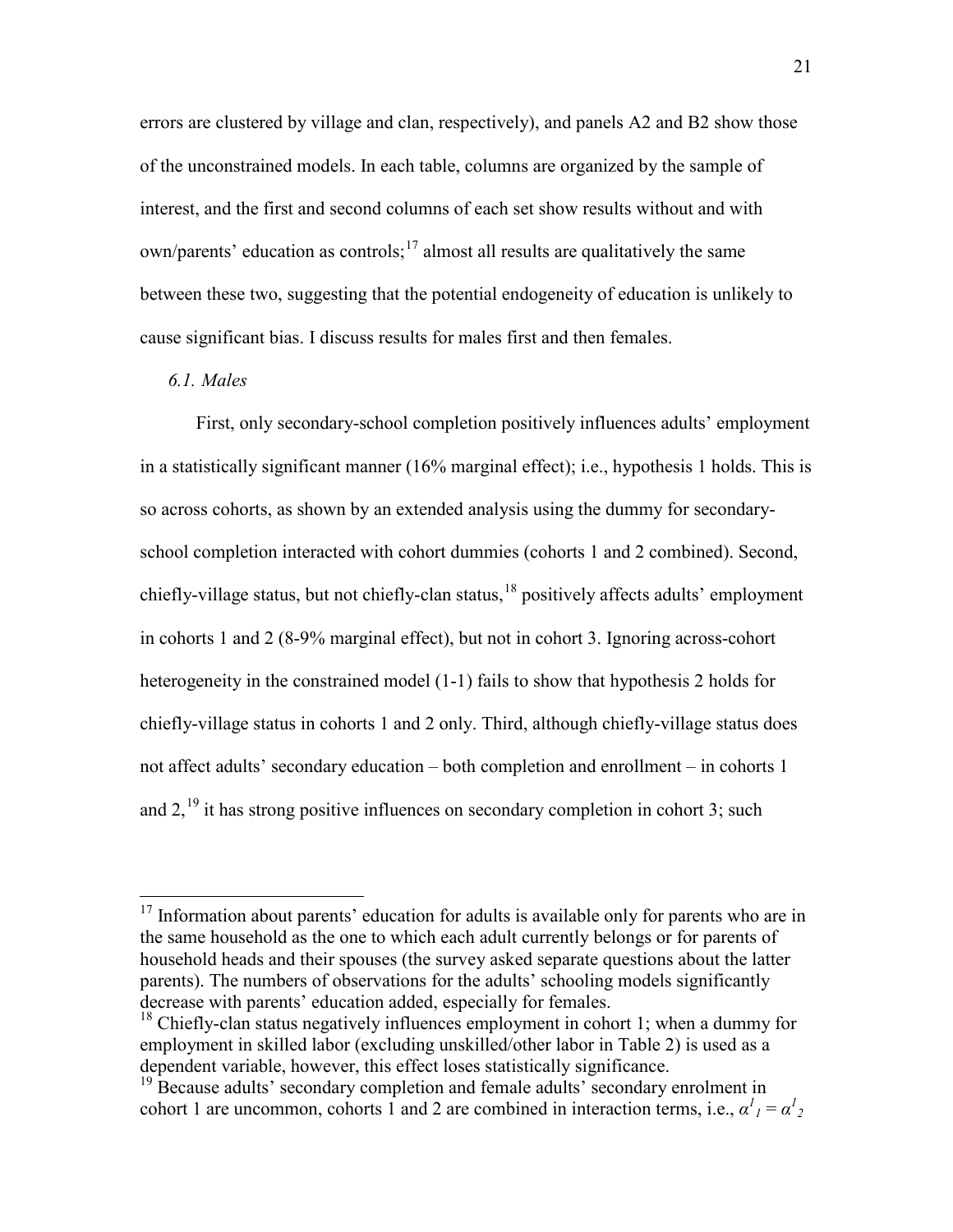errors are clustered by village and clan, respectively), and panels A2 and B2 show those of the unconstrained models. In each table, columns are organized by the sample of interest, and the first and second columns of each set show results without and with own/parents' education as controls;[17] almost all results are qualitatively the same between these two, suggesting that the potential endogeneity of education is unlikely to cause significant bias. I discuss results for males first and then females.

### *6.1. Males*

First, only secondary-school completion positively influences adults' employment in a statistically significant manner (16% marginal effect); i.e., hypothesis 1 holds. This is so across cohorts, as shown by an extended analysis using the dummy for secondary-school completion interacted with cohort dummies (cohorts 1 and 2 combined). Second, chiefly-village status, but not chiefly-clan status,[18] positively affects adults' employment in cohorts 1 and 2 (8-9% marginal effect), but not in cohort 3. Ignoring across-cohort heterogeneity in the constrained model (1-1) fails to show that hypothesis 2 holds for chiefly-village status in cohorts 1 and 2 only. Third, although chiefly-village status does not affect adults' secondary education – both completion and enrollment – in cohorts 1 and 2,[19] it has strong positive influences on secondary completion in cohort 3; such

---

[17] Information about parents' education for adults is available only for parents who are in the same household as the one to which each adult currently belongs or for parents of household heads and their spouses (the survey asked separate questions about the latter parents). The numbers of observations for the adults' schooling models significantly decrease with parents' education added, especially for females.

[18] Chiefly-clan status negatively influences employment in cohort 1; when a dummy for employment in skilled labor (excluding unskilled/other labor in Table 2) is used as a dependent variable, however, this effect loses statistically significance.

[19] Because adults' secondary completion and female adults' secondary enrolment in cohort 1 are uncommon, cohorts 1 and 2 are combined in interaction terms, i.e., $\alpha^{1}_{1} = \alpha^{1}_{2}$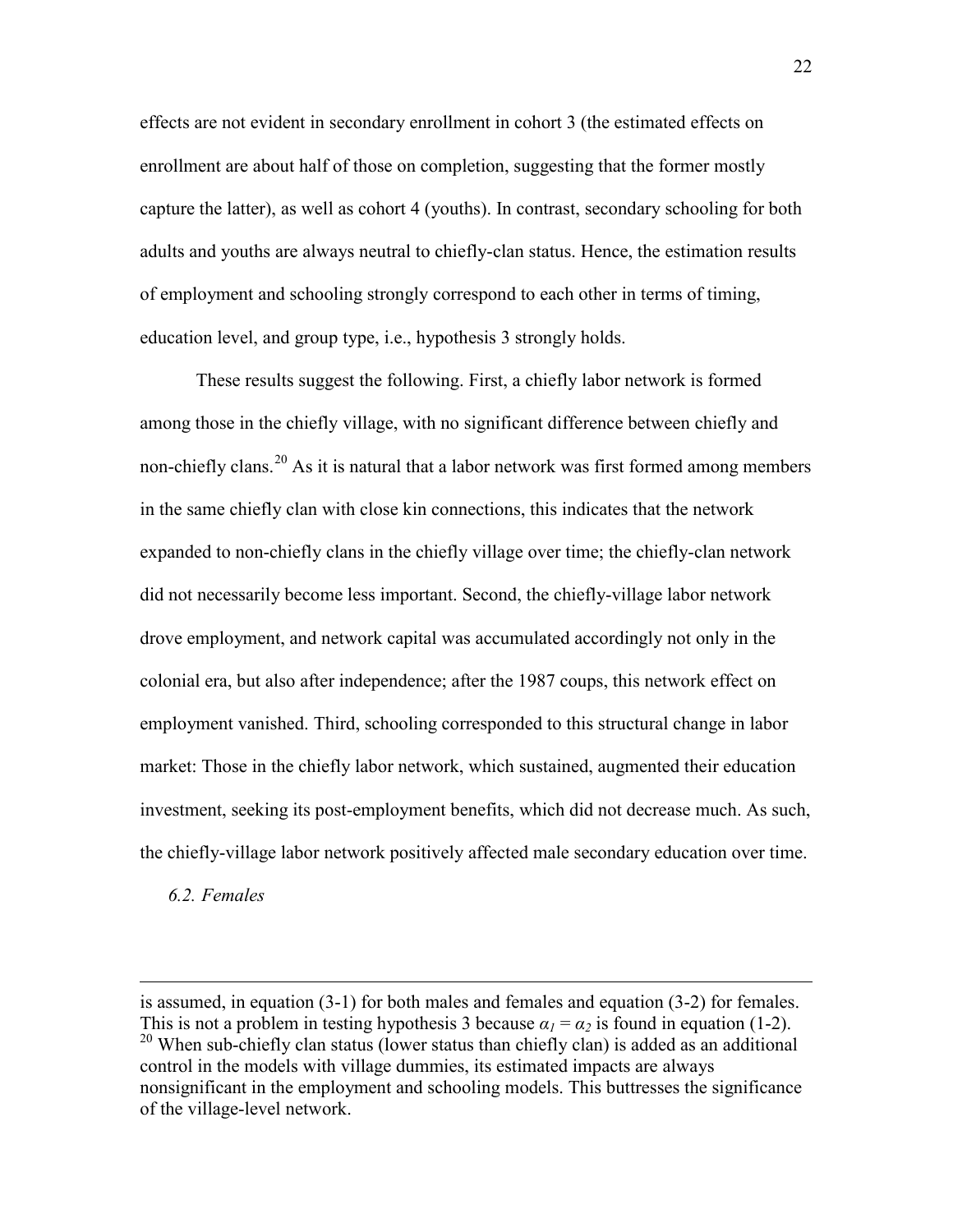effects are not evident in secondary enrollment in cohort 3 (the estimated effects on enrollment are about half of those on completion, suggesting that the former mostly capture the latter), as well as cohort 4 (youths). In contrast, secondary schooling for both adults and youths are always neutral to chiefly-clan status. Hence, the estimation results of employment and schooling strongly correspond to each other in terms of timing, education level, and group type, i.e., hypothesis 3 strongly holds.

These results suggest the following. First, a chiefly labor network is formed among those in the chiefly village, with no significant difference between chiefly and non-chiefly clans.[20] As it is natural that a labor network was first formed among members in the same chiefly clan with close kin connections, this indicates that the network expanded to non-chiefly clans in the chiefly village over time; the chiefly-clan network did not necessarily become less important. Second, the chiefly-village labor network drove employment, and network capital was accumulated accordingly not only in the colonial era, but also after independence; after the 1987 coups, this network effect on employment vanished. Third, schooling corresponded to this structural change in labor market: Those in the chiefly labor network, which sustained, augmented their education investment, seeking its post-employment benefits, which did not decrease much. As such, the chiefly-village labor network positively affected male secondary education over time.

### *6.2. Females*

---

is assumed, in equation (3-1) for both males and females and equation (3-2) for females. This is not a problem in testing hypothesis 3 because $\alpha_1 = \alpha_2$ is found in equation (1-2).

[20] When sub-chiefly clan status (lower status than chiefly clan) is added as an additional control in the models with village dummies, its estimated impacts are always nonsignificant in the employment and schooling models. This buttresses the significance of the village-level network.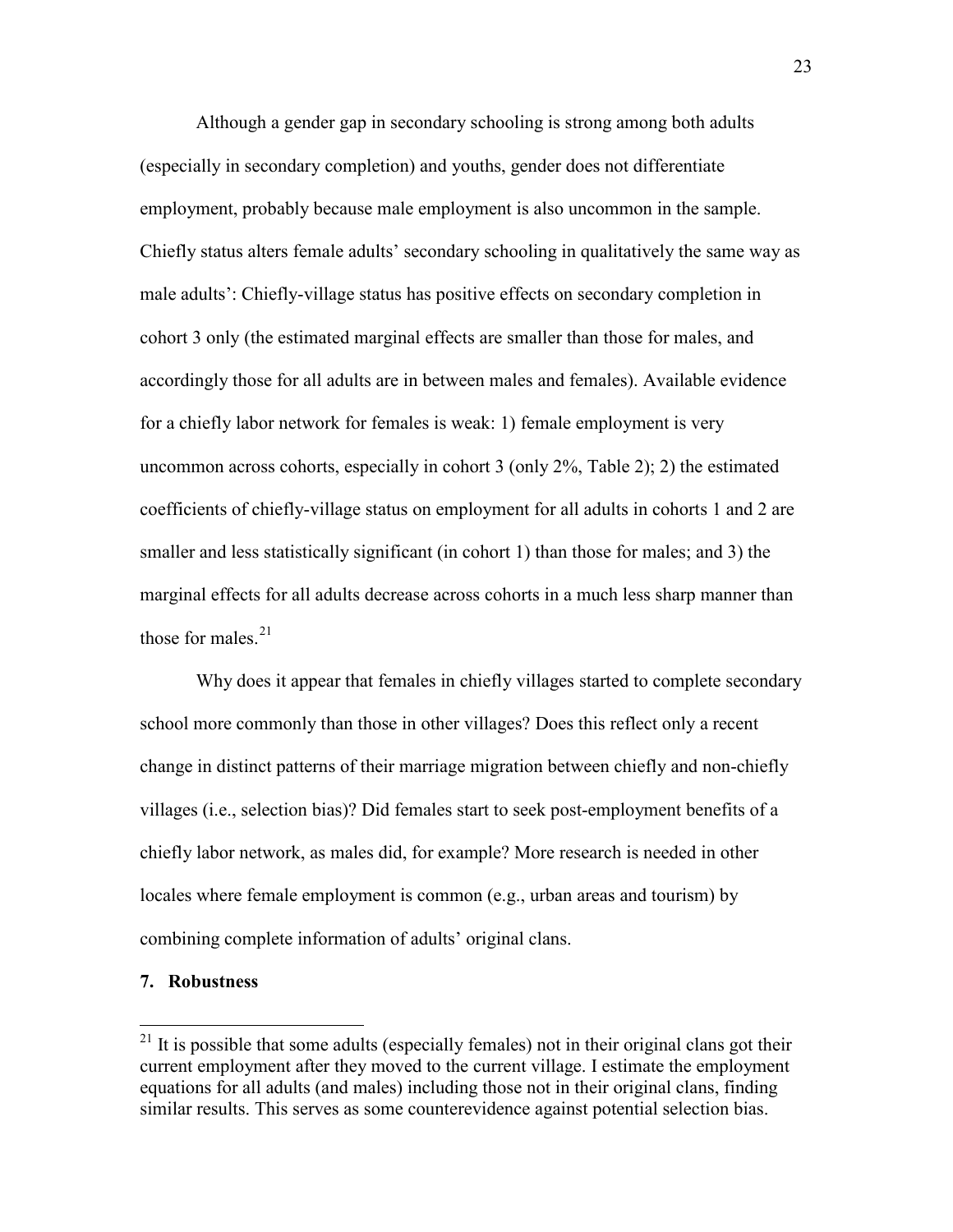Although a gender gap in secondary schooling is strong among both adults (especially in secondary completion) and youths, gender does not differentiate employment, probably because male employment is also uncommon in the sample. Chiefly status alters female adults' secondary schooling in qualitatively the same way as male adults': Chiefly-village status has positive effects on secondary completion in cohort 3 only (the estimated marginal effects are smaller than those for males, and accordingly those for all adults are in between males and females). Available evidence for a chiefly labor network for females is weak: 1) female employment is very uncommon across cohorts, especially in cohort 3 (only 2%, Table 2); 2) the estimated coefficients of chiefly-village status on employment for all adults in cohorts 1 and 2 are smaller and less statistically significant (in cohort 1) than those for males; and 3) the marginal effects for all adults decrease across cohorts in a much less sharp manner than those for males.[21]

Why does it appear that females in chiefly villages started to complete secondary school more commonly than those in other villages? Does this reflect only a recent change in distinct patterns of their marriage migration between chiefly and non-chiefly villages (i.e., selection bias)? Did females start to seek post-employment benefits of a chiefly labor network, as males did, for example? More research is needed in other locales where female employment is common (e.g., urban areas and tourism) by combining complete information of adults' original clans.

## 7. Robustness

[21] It is possible that some adults (especially females) not in their original clans got their current employment after they moved to the current village. I estimate the employment equations for all adults (and males) including those not in their original clans, finding similar results. This serves as some counterevidence against potential selection bias.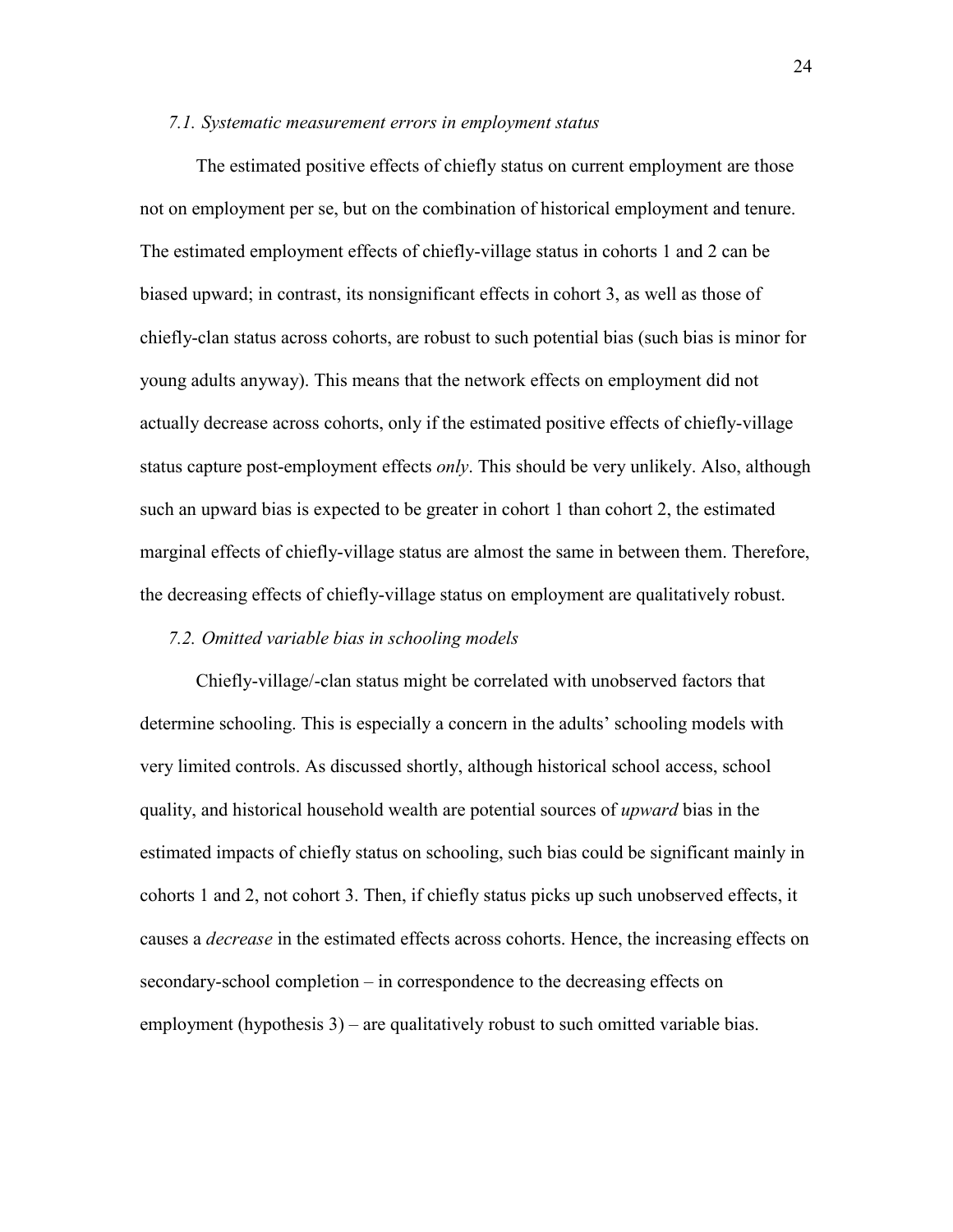### *7.1. Systematic measurement errors in employment status*

The estimated positive effects of chiefly status on current employment are those not on employment per se, but on the combination of historical employment and tenure. The estimated employment effects of chiefly-village status in cohorts 1 and 2 can be biased upward; in contrast, its nonsignificant effects in cohort 3, as well as those of chiefly-clan status across cohorts, are robust to such potential bias (such bias is minor for young adults anyway). This means that the network effects on employment did not actually decrease across cohorts, only if the estimated positive effects of chiefly-village status capture post-employment effects *only*. This should be very unlikely. Also, although such an upward bias is expected to be greater in cohort 1 than cohort 2, the estimated marginal effects of chiefly-village status are almost the same in between them. Therefore, the decreasing effects of chiefly-village status on employment are qualitatively robust.

### *7.2. Omitted variable bias in schooling models*

Chiefly-village/-clan status might be correlated with unobserved factors that determine schooling. This is especially a concern in the adults' schooling models with very limited controls. As discussed shortly, although historical school access, school quality, and historical household wealth are potential sources of *upward* bias in the estimated impacts of chiefly status on schooling, such bias could be significant mainly in cohorts 1 and 2, not cohort 3. Then, if chiefly status picks up such unobserved effects, it causes a *decrease* in the estimated effects across cohorts. Hence, the increasing effects on secondary-school completion – in correspondence to the decreasing effects on employment (hypothesis 3) – are qualitatively robust to such omitted variable bias.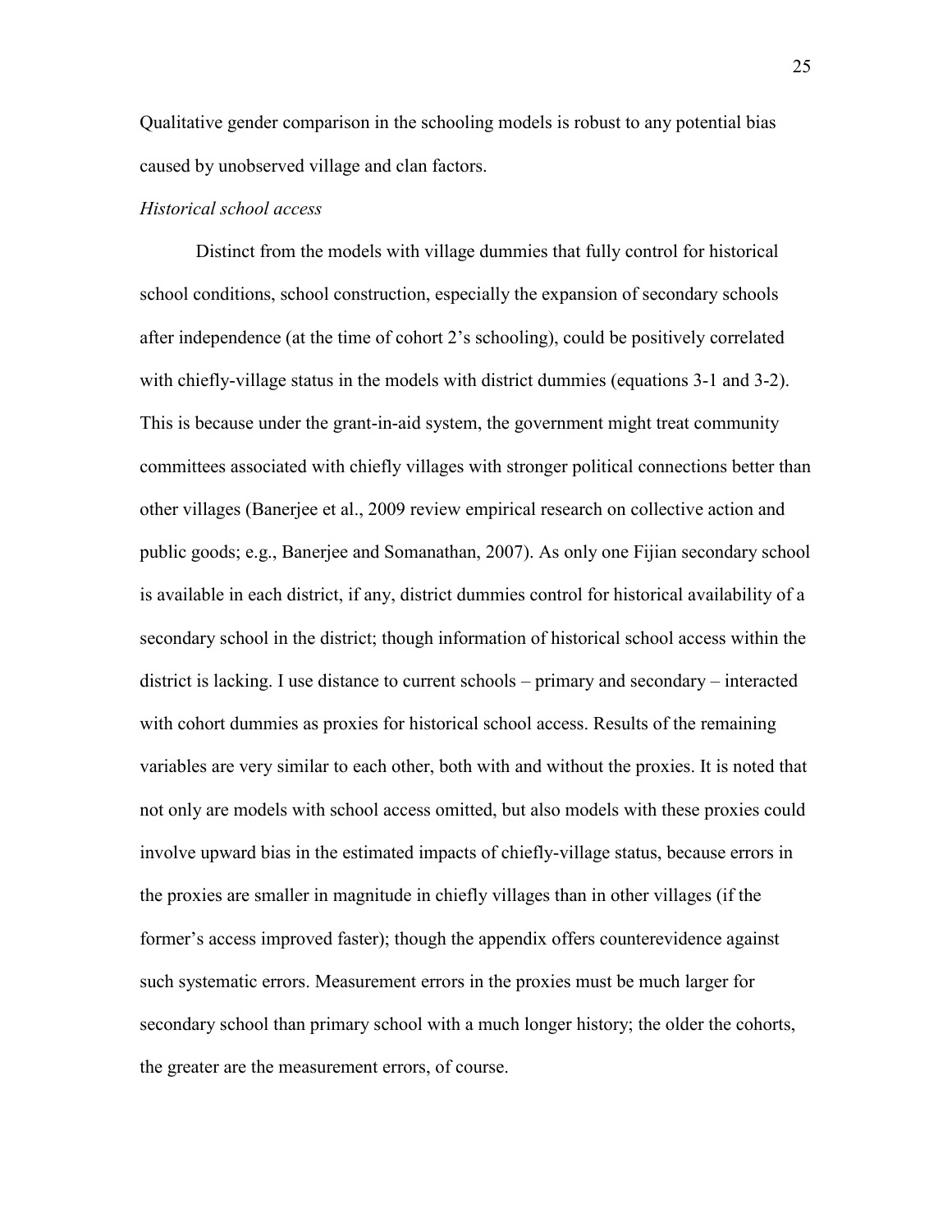Qualitative gender comparison in the schooling models is robust to any potential bias caused by unobserved village and clan factors.

*Historical school access*

Distinct from the models with village dummies that fully control for historical school conditions, school construction, especially the expansion of secondary schools after independence (at the time of cohort 2's schooling), could be positively correlated with chiefly-village status in the models with district dummies (equations 3-1 and 3-2). This is because under the grant-in-aid system, the government might treat community committees associated with chiefly villages with stronger political connections better than other villages (Banerjee et al., 2009 review empirical research on collective action and public goods; e.g., Banerjee and Somanathan, 2007). As only one Fijian secondary school is available in each district, if any, district dummies control for historical availability of a secondary school in the district; though information of historical school access within the district is lacking. I use distance to current schools – primary and secondary – interacted with cohort dummies as proxies for historical school access. Results of the remaining variables are very similar to each other, both with and without the proxies. It is noted that not only are models with school access omitted, but also models with these proxies could involve upward bias in the estimated impacts of chiefly-village status, because errors in the proxies are smaller in magnitude in chiefly villages than in other villages (if the former's access improved faster); though the appendix offers counterevidence against such systematic errors. Measurement errors in the proxies must be much larger for secondary school than primary school with a much longer history; the older the cohorts, the greater are the measurement errors, of course.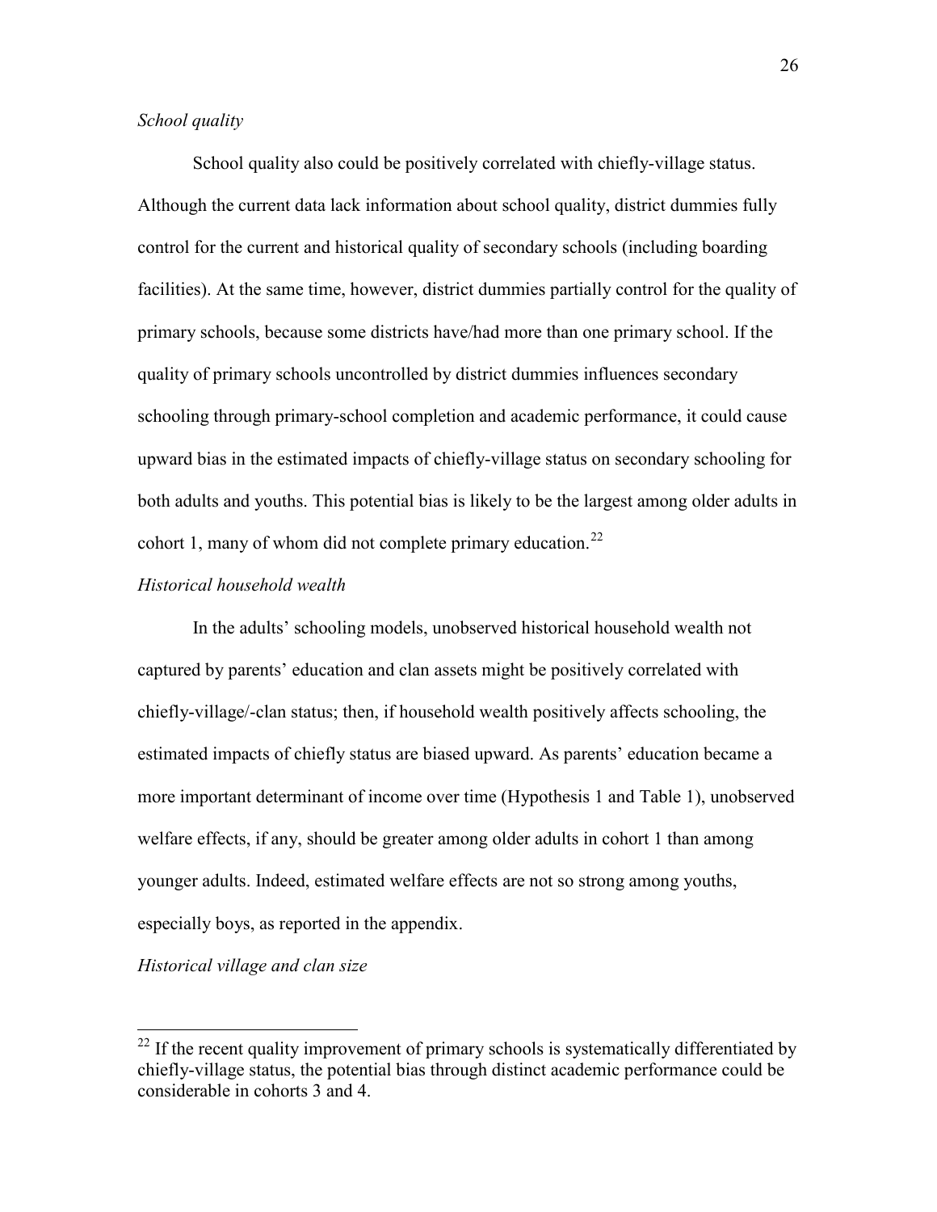*School quality*

School quality also could be positively correlated with chiefly-village status. Although the current data lack information about school quality, district dummies fully control for the current and historical quality of secondary schools (including boarding facilities). At the same time, however, district dummies partially control for the quality of primary schools, because some districts have/had more than one primary school. If the quality of primary schools uncontrolled by district dummies influences secondary schooling through primary-school completion and academic performance, it could cause upward bias in the estimated impacts of chiefly-village status on secondary schooling for both adults and youths. This potential bias is likely to be the largest among older adults in cohort 1, many of whom did not complete primary education.[22]

*Historical household wealth*

In the adults' schooling models, unobserved historical household wealth not captured by parents' education and clan assets might be positively correlated with chiefly-village/-clan status; then, if household wealth positively affects schooling, the estimated impacts of chiefly status are biased upward. As parents' education became a more important determinant of income over time (Hypothesis 1 and Table 1), unobserved welfare effects, if any, should be greater among older adults in cohort 1 than among younger adults. Indeed, estimated welfare effects are not so strong among youths, especially boys, as reported in the appendix.

*Historical village and clan size*

[22] If the recent quality improvement of primary schools is systematically differentiated by chiefly-village status, the potential bias through distinct academic performance could be considerable in cohorts 3 and 4.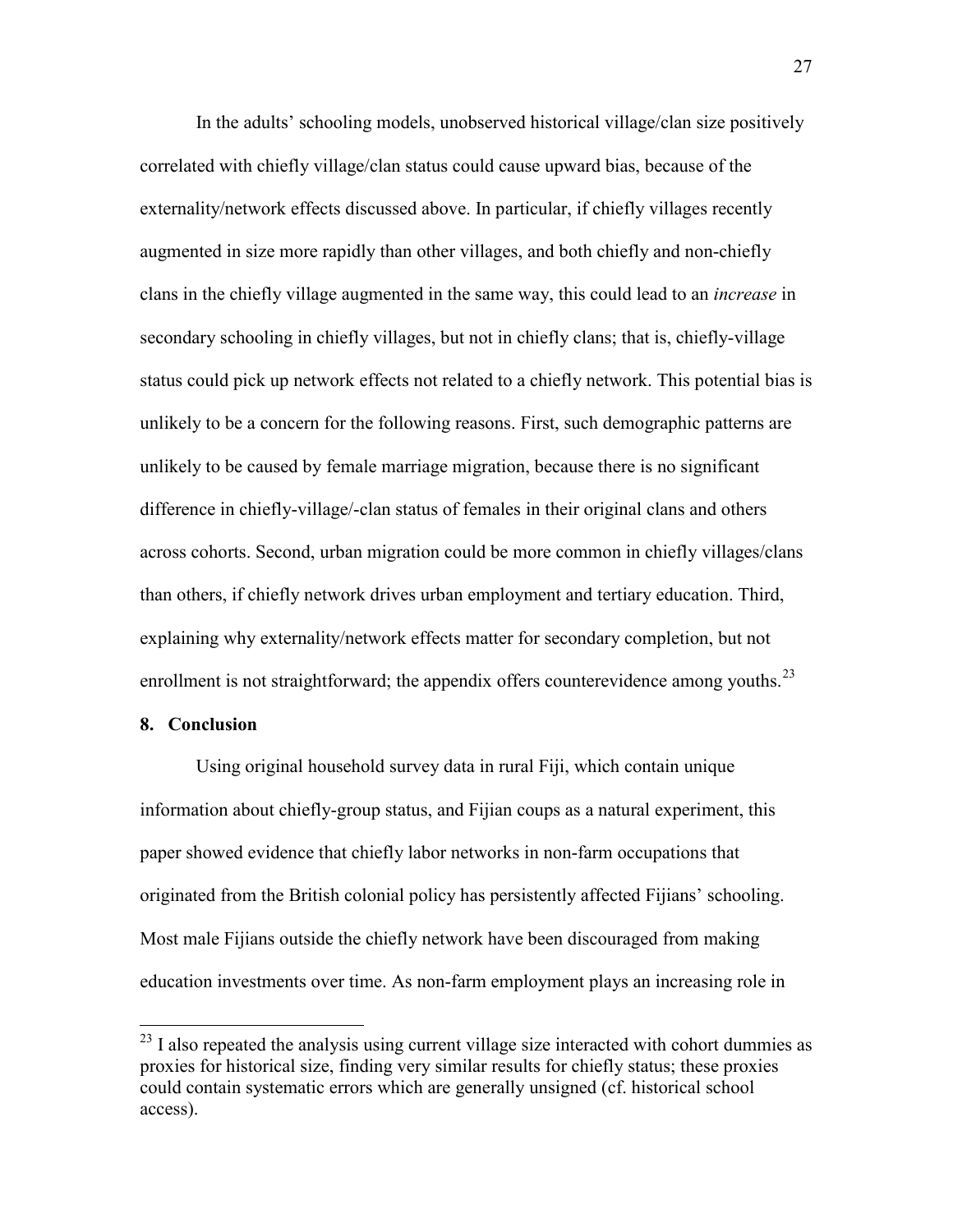In the adults' schooling models, unobserved historical village/clan size positively correlated with chiefly village/clan status could cause upward bias, because of the externality/network effects discussed above. In particular, if chiefly villages recently augmented in size more rapidly than other villages, and both chiefly and non-chiefly clans in the chiefly village augmented in the same way, this could lead to an *increase* in secondary schooling in chiefly villages, but not in chiefly clans; that is, chiefly-village status could pick up network effects not related to a chiefly network. This potential bias is unlikely to be a concern for the following reasons. First, such demographic patterns are unlikely to be caused by female marriage migration, because there is no significant difference in chiefly-village/-clan status of females in their original clans and others across cohorts. Second, urban migration could be more common in chiefly villages/clans than others, if chiefly network drives urban employment and tertiary education. Third, explaining why externality/network effects matter for secondary completion, but not enrollment is not straightforward; the appendix offers counterevidence among youths.[23]

## 8. Conclusion

Using original household survey data in rural Fiji, which contain unique information about chiefly-group status, and Fijian coups as a natural experiment, this paper showed evidence that chiefly labor networks in non-farm occupations that originated from the British colonial policy has persistently affected Fijians' schooling. Most male Fijians outside the chiefly network have been discouraged from making education investments over time. As non-farm employment plays an increasing role in

---

[23] I also repeated the analysis using current village size interacted with cohort dummies as proxies for historical size, finding very similar results for chiefly status; these proxies could contain systematic errors which are generally unsigned (cf. historical school access).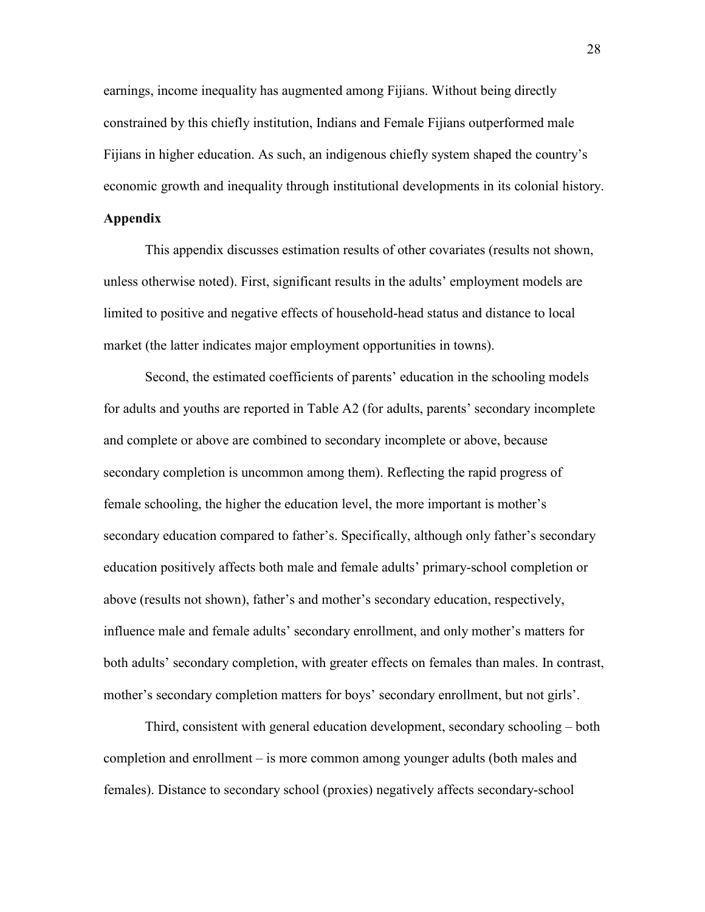earnings, income inequality has augmented among Fijians. Without being directly constrained by this chiefly institution, Indians and Female Fijians outperformed male Fijians in higher education. As such, an indigenous chiefly system shaped the country's economic growth and inequality through institutional developments in its colonial history.

## Appendix

This appendix discusses estimation results of other covariates (results not shown, unless otherwise noted). First, significant results in the adults' employment models are limited to positive and negative effects of household-head status and distance to local market (the latter indicates major employment opportunities in towns).

Second, the estimated coefficients of parents' education in the schooling models for adults and youths are reported in Table A2 (for adults, parents' secondary incomplete and complete or above are combined to secondary incomplete or above, because secondary completion is uncommon among them). Reflecting the rapid progress of female schooling, the higher the education level, the more important is mother's secondary education compared to father's. Specifically, although only father's secondary education positively affects both male and female adults' primary-school completion or above (results not shown), father's and mother's secondary education, respectively, influence male and female adults' secondary enrollment, and only mother's matters for both adults' secondary completion, with greater effects on females than males. In contrast, mother's secondary completion matters for boys' secondary enrollment, but not girls'.

Third, consistent with general education development, secondary schooling – both completion and enrollment – is more common among younger adults (both males and females). Distance to secondary school (proxies) negatively affects secondary-school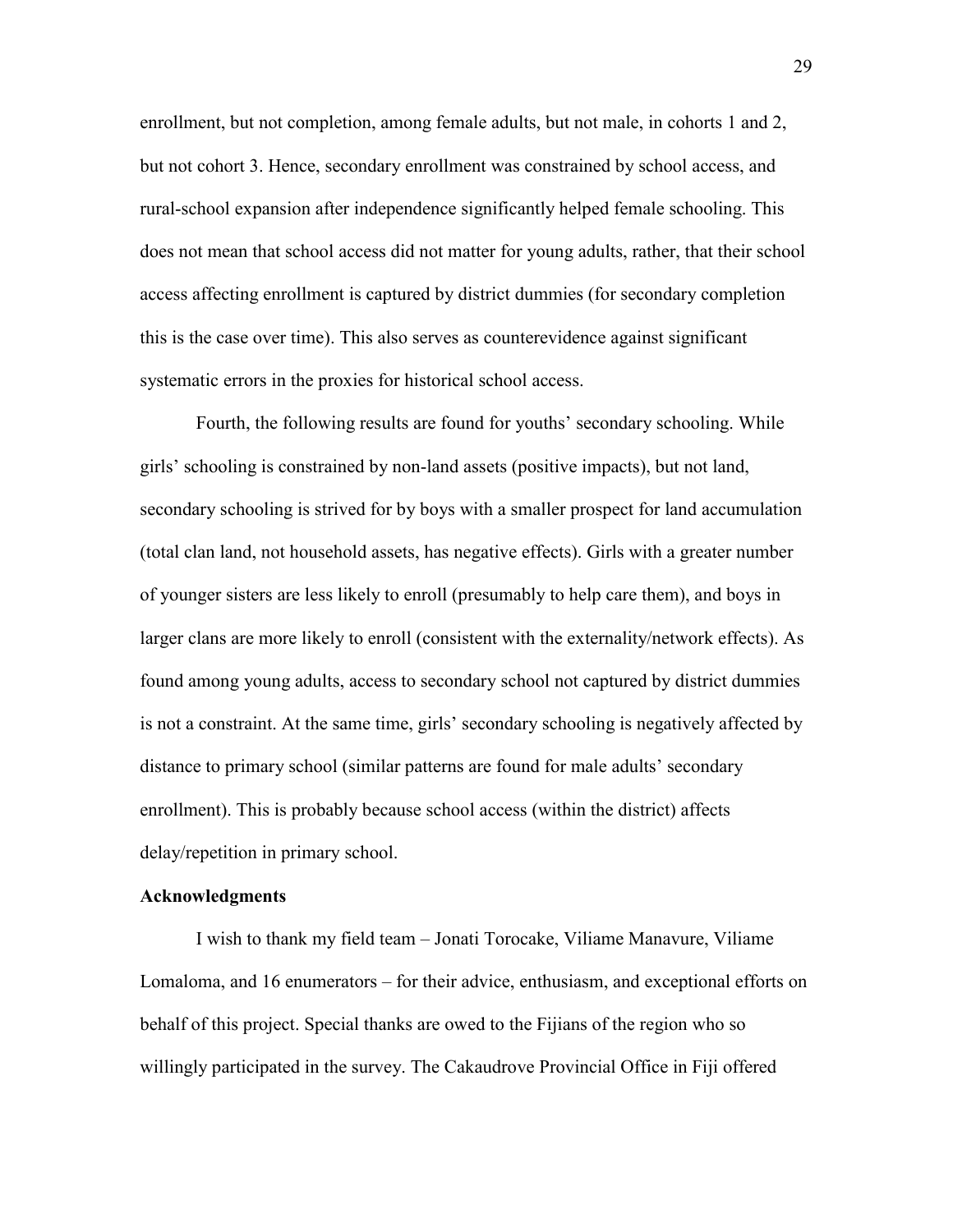enrollment, but not completion, among female adults, but not male, in cohorts 1 and 2, but not cohort 3. Hence, secondary enrollment was constrained by school access, and rural-school expansion after independence significantly helped female schooling. This does not mean that school access did not matter for young adults, rather, that their school access affecting enrollment is captured by district dummies (for secondary completion this is the case over time). This also serves as counterevidence against significant systematic errors in the proxies for historical school access.

Fourth, the following results are found for youths' secondary schooling. While girls' schooling is constrained by non-land assets (positive impacts), but not land, secondary schooling is strived for by boys with a smaller prospect for land accumulation (total clan land, not household assets, has negative effects). Girls with a greater number of younger sisters are less likely to enroll (presumably to help care them), and boys in larger clans are more likely to enroll (consistent with the externality/network effects). As found among young adults, access to secondary school not captured by district dummies is not a constraint. At the same time, girls' secondary schooling is negatively affected by distance to primary school (similar patterns are found for male adults' secondary enrollment). This is probably because school access (within the district) affects delay/repetition in primary school.

**Acknowledgments**

I wish to thank my field team – Jonati Torocake, Viliame Manavure, Viliame Lomaloma, and 16 enumerators – for their advice, enthusiasm, and exceptional efforts on behalf of this project. Special thanks are owed to the Fijians of the region who so willingly participated in the survey. The Cakaudrove Provincial Office in Fiji offered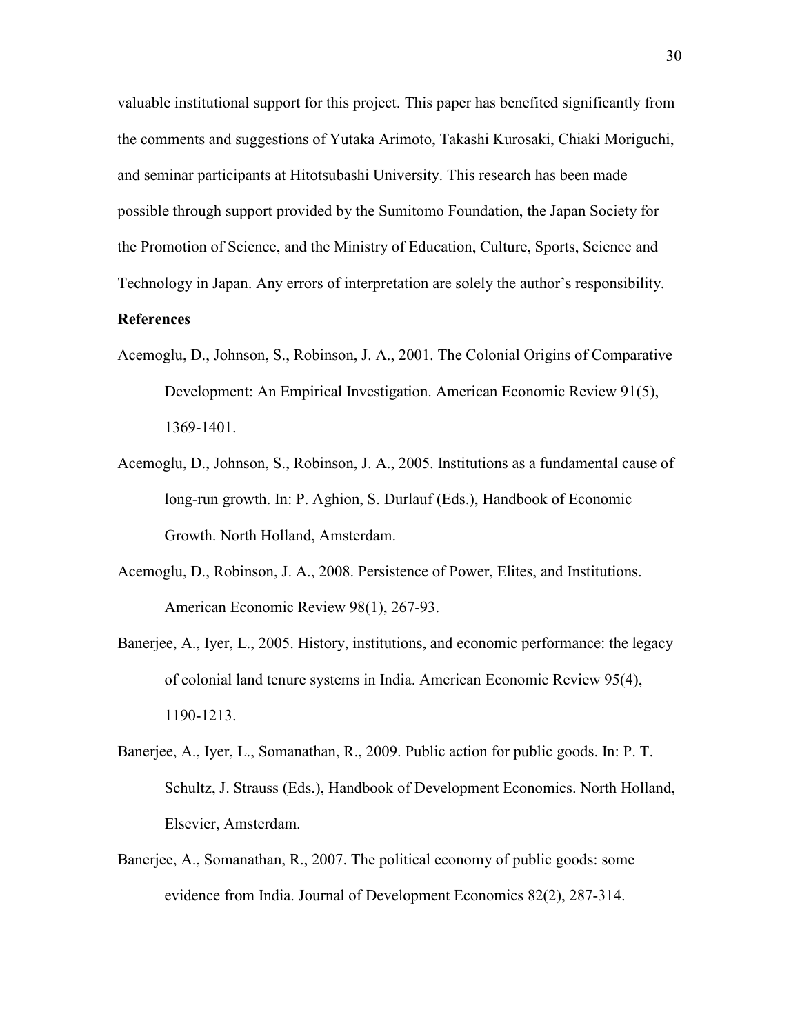valuable institutional support for this project. This paper has benefited significantly from the comments and suggestions of Yutaka Arimoto, Takashi Kurosaki, Chiaki Moriguchi, and seminar participants at Hitotsubashi University. This research has been made possible through support provided by the Sumitomo Foundation, the Japan Society for the Promotion of Science, and the Ministry of Education, Culture, Sports, Science and Technology in Japan. Any errors of interpretation are solely the author's responsibility.

**References**

Acemoglu, D., Johnson, S., Robinson, J. A., 2001. The Colonial Origins of Comparative Development: An Empirical Investigation. American Economic Review 91(5), 1369-1401.

Acemoglu, D., Johnson, S., Robinson, J. A., 2005. Institutions as a fundamental cause of long-run growth. In: P. Aghion, S. Durlauf (Eds.), Handbook of Economic Growth. North Holland, Amsterdam.

Acemoglu, D., Robinson, J. A., 2008. Persistence of Power, Elites, and Institutions. American Economic Review 98(1), 267-93.

Banerjee, A., Iyer, L., 2005. History, institutions, and economic performance: the legacy of colonial land tenure systems in India. American Economic Review 95(4), 1190-1213.

Banerjee, A., Iyer, L., Somanathan, R., 2009. Public action for public goods. In: P. T. Schultz, J. Strauss (Eds.), Handbook of Development Economics. North Holland, Elsevier, Amsterdam.

Banerjee, A., Somanathan, R., 2007. The political economy of public goods: some evidence from India. Journal of Development Economics 82(2), 287-314.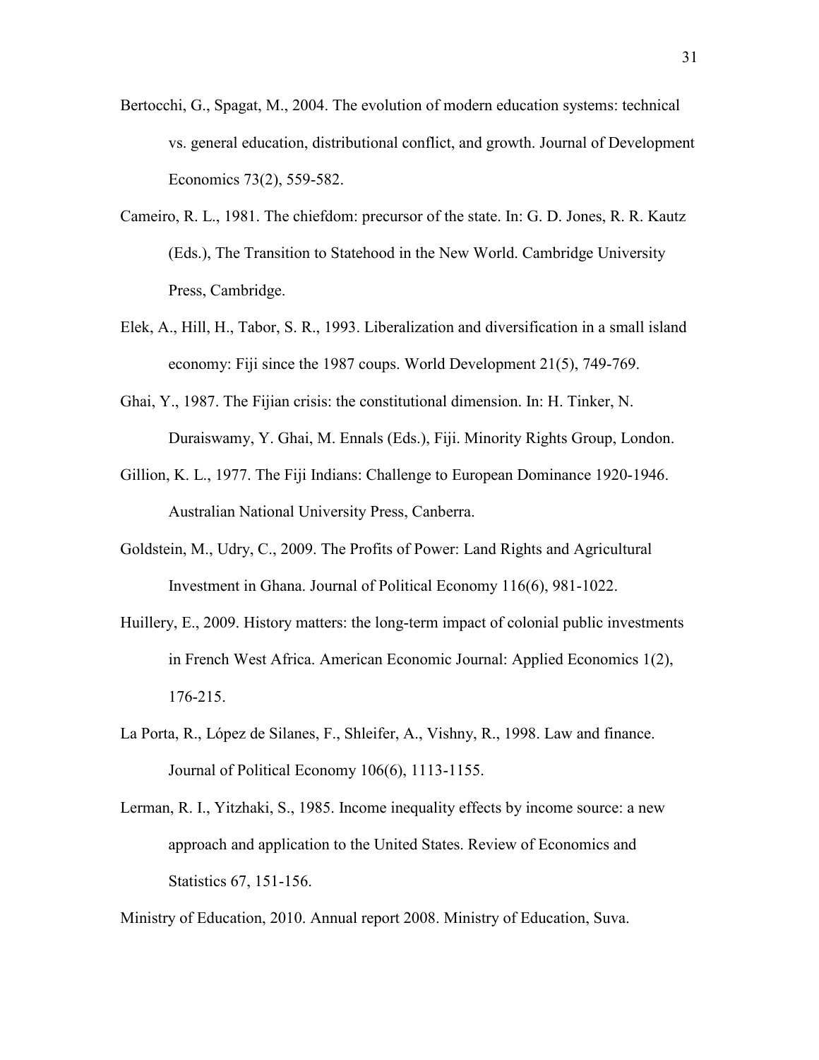Bertocchi, G., Spagat, M., 2004. The evolution of modern education systems: technical vs. general education, distributional conflict, and growth. Journal of Development Economics 73(2), 559-582.

Cameiro, R. L., 1981. The chiefdom: precursor of the state. In: G. D. Jones, R. R. Kautz (Eds.), The Transition to Statehood in the New World. Cambridge University Press, Cambridge.

Elek, A., Hill, H., Tabor, S. R., 1993. Liberalization and diversification in a small island economy: Fiji since the 1987 coups. World Development 21(5), 749-769.

Ghai, Y., 1987. The Fijian crisis: the constitutional dimension. In: H. Tinker, N. Duraiswamy, Y. Ghai, M. Ennals (Eds.), Fiji. Minority Rights Group, London.

Gillion, K. L., 1977. The Fiji Indians: Challenge to European Dominance 1920-1946. Australian National University Press, Canberra.

Goldstein, M., Udry, C., 2009. The Profits of Power: Land Rights and Agricultural Investment in Ghana. Journal of Political Economy 116(6), 981-1022.

Huillery, E., 2009. History matters: the long-term impact of colonial public investments in French West Africa. American Economic Journal: Applied Economics 1(2), 176-215.

La Porta, R., López de Silanes, F., Shleifer, A., Vishny, R., 1998. Law and finance. Journal of Political Economy 106(6), 1113-1155.

Lerman, R. I., Yitzhaki, S., 1985. Income inequality effects by income source: a new approach and application to the United States. Review of Economics and Statistics 67, 151-156.

Ministry of Education, 2010. Annual report 2008. Ministry of Education, Suva.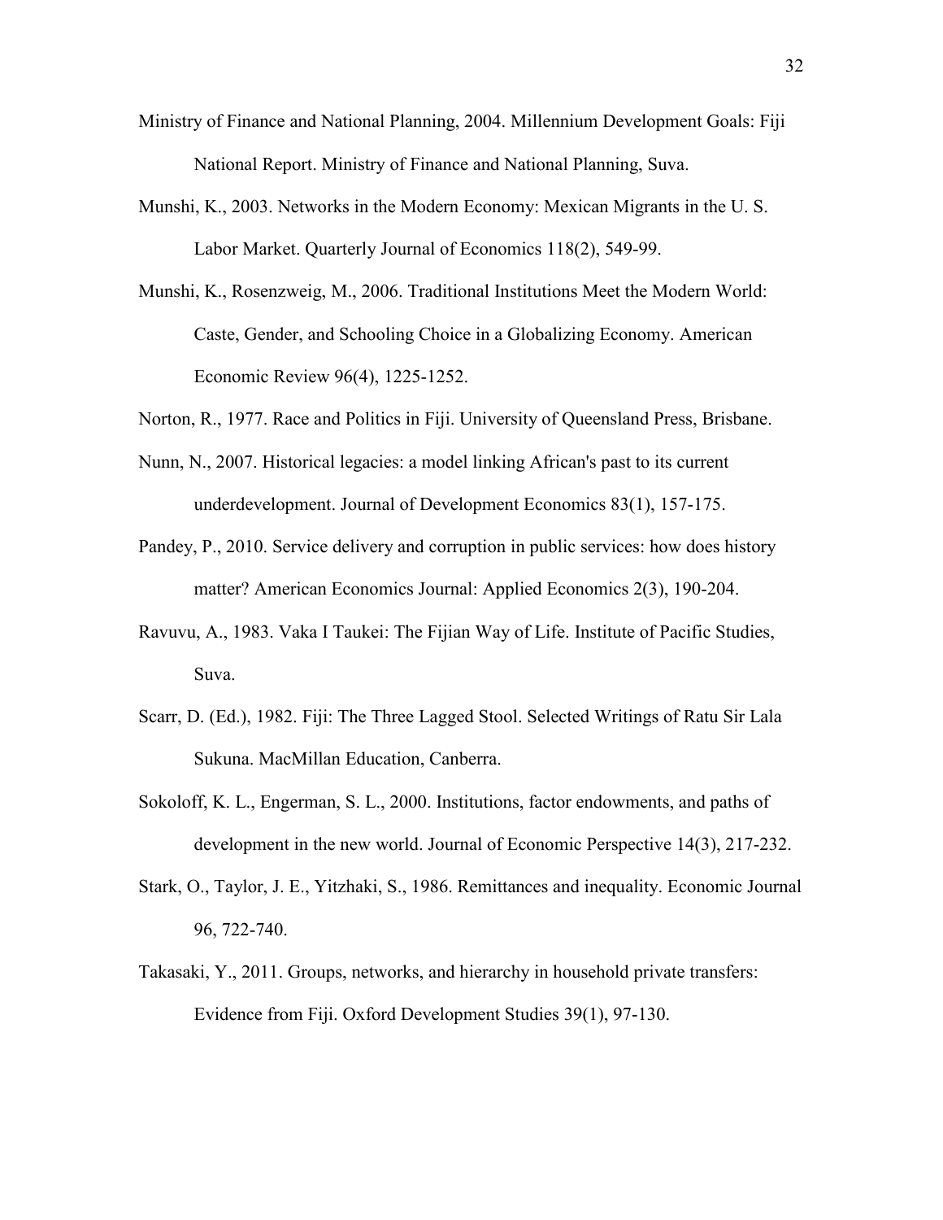Ministry of Finance and National Planning, 2004. Millennium Development Goals: Fiji National Report. Ministry of Finance and National Planning, Suva.

Munshi, K., 2003. Networks in the Modern Economy: Mexican Migrants in the U. S. Labor Market. Quarterly Journal of Economics 118(2), 549-99.

Munshi, K., Rosenzweig, M., 2006. Traditional Institutions Meet the Modern World: Caste, Gender, and Schooling Choice in a Globalizing Economy. American Economic Review 96(4), 1225-1252.

Norton, R., 1977. Race and Politics in Fiji. University of Queensland Press, Brisbane.

Nunn, N., 2007. Historical legacies: a model linking African's past to its current underdevelopment. Journal of Development Economics 83(1), 157-175.

Pandey, P., 2010. Service delivery and corruption in public services: how does history matter? American Economics Journal: Applied Economics 2(3), 190-204.

Ravuvu, A., 1983. Vaka I Taukei: The Fijian Way of Life. Institute of Pacific Studies, Suva.

Scarr, D. (Ed.), 1982. Fiji: The Three Lagged Stool. Selected Writings of Ratu Sir Lala Sukuna. MacMillan Education, Canberra.

Sokoloff, K. L., Engerman, S. L., 2000. Institutions, factor endowments, and paths of development in the new world. Journal of Economic Perspective 14(3), 217-232.

Stark, O., Taylor, J. E., Yitzhaki, S., 1986. Remittances and inequality. Economic Journal 96, 722-740.

Takasaki, Y., 2011. Groups, networks, and hierarchy in household private transfers: Evidence from Fiji. Oxford Development Studies 39(1), 97-130.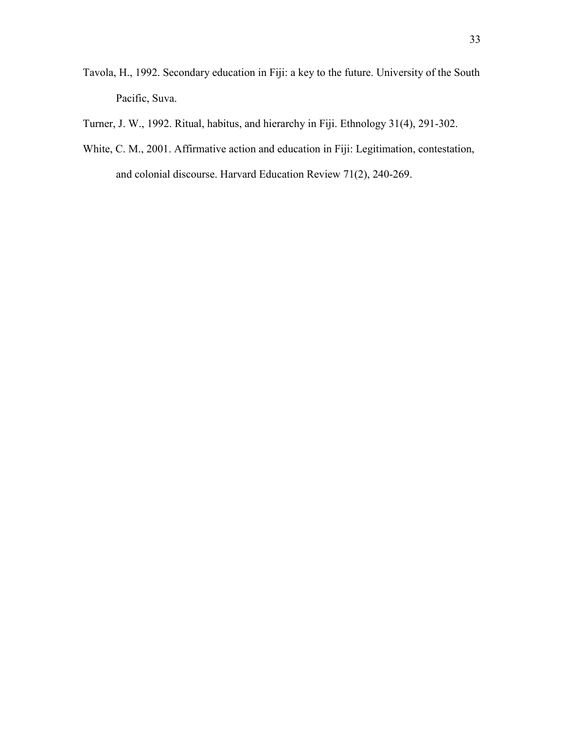Tavola, H., 1992. Secondary education in Fiji: a key to the future. University of the South Pacific, Suva.

Turner, J. W., 1992. Ritual, habitus, and hierarchy in Fiji. Ethnology 31(4), 291-302.

White, C. M., 2001. Affirmative action and education in Fiji: Legitimation, contestation, and colonial discourse. Harvard Education Review 71(2), 240-269.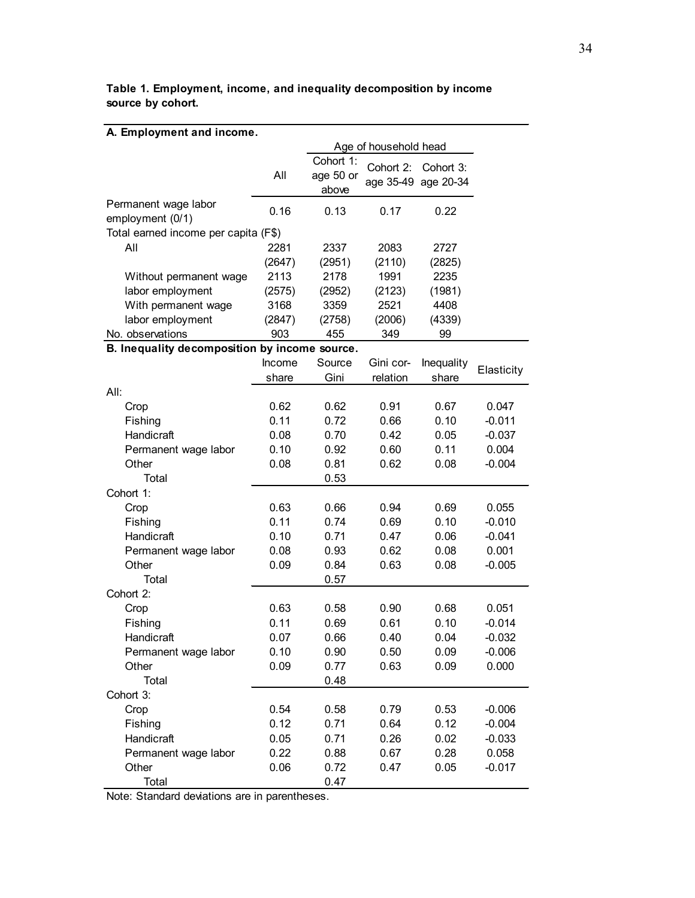**Table 1. Employment, income, and inequality decomposition by income source by cohort.**

**A. Employment and income.**

| | All | Age of household head: Cohort 1: age 50 or above | Cohort 2: age 35-49 | Cohort 3: age 20-34 |
|---|---|---|---|---|
| Permanent wage labor employment (0/1) | 0.16 | 0.13 | 0.17 | 0.22 |
| Total earned income per capita (F$) | | | | |
| All | 2281 | 2337 | 2083 | 2727 |
| | (2647) | (2951) | (2110) | (2825) |
| Without permanent wage labor employment | 2113 | 2178 | 1991 | 2235 |
| | (2575) | (2952) | (2123) | (1981) |
| With permanent wage labor employment | 3168 | 3359 | 2521 | 4408 |
| | (2847) | (2758) | (2006) | (4339) |
| No. observations | 903 | 455 | 349 | 99 |

**B. Inequality decomposition by income source.**

| | Income share | Source Gini | Gini correlation | Inequality share | Elasticity |
|---|---|---|---|---|---|
| All: | | | | | |
| Crop | 0.62 | 0.62 | 0.91 | 0.67 | 0.047 |
| Fishing | 0.11 | 0.72 | 0.66 | 0.10 | -0.011 |
| Handicraft | 0.08 | 0.70 | 0.42 | 0.05 | -0.037 |
| Permanent wage labor | 0.10 | 0.92 | 0.60 | 0.11 | 0.004 |
| Other | 0.08 | 0.81 | 0.62 | 0.08 | -0.004 |
| Total | | 0.53 | | | |
| Cohort 1: | | | | | |
| Crop | 0.63 | 0.66 | 0.94 | 0.69 | 0.055 |
| Fishing | 0.11 | 0.74 | 0.69 | 0.10 | -0.010 |
| Handicraft | 0.10 | 0.71 | 0.47 | 0.06 | -0.041 |
| Permanent wage labor | 0.08 | 0.93 | 0.62 | 0.08 | 0.001 |
| Other | 0.09 | 0.84 | 0.63 | 0.08 | -0.005 |
| Total | | 0.57 | | | |
| Cohort 2: | | | | | |
| Crop | 0.63 | 0.58 | 0.90 | 0.68 | 0.051 |
| Fishing | 0.11 | 0.69 | 0.61 | 0.10 | -0.014 |
| Handicraft | 0.07 | 0.66 | 0.40 | 0.04 | -0.032 |
| Permanent wage labor | 0.10 | 0.90 | 0.50 | 0.09 | -0.006 |
| Other | 0.09 | 0.77 | 0.63 | 0.09 | 0.000 |
| Total | | 0.48 | | | |
| Cohort 3: | | | | | |
| Crop | 0.54 | 0.58 | 0.79 | 0.53 | -0.006 |
| Fishing | 0.12 | 0.71 | 0.64 | 0.12 | -0.004 |
| Handicraft | 0.05 | 0.71 | 0.26 | 0.02 | -0.033 |
| Permanent wage labor | 0.22 | 0.88 | 0.67 | 0.28 | 0.058 |
| Other | 0.06 | 0.72 | 0.47 | 0.05 | -0.017 |
| Total | | 0.47 | | | |

Note: Standard deviations are in parentheses.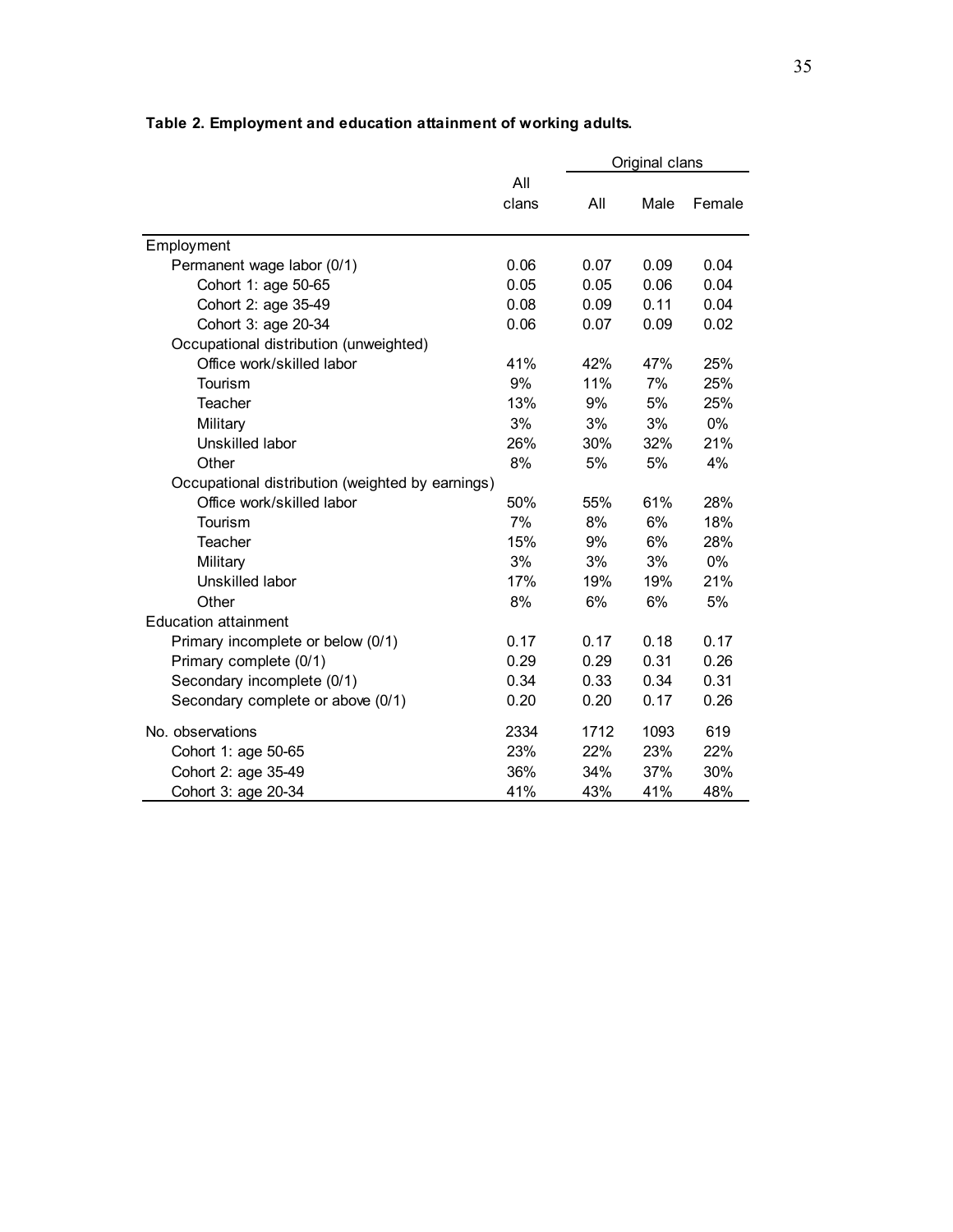**Table 2. Employment and education attainment of working adults.**

| | All clans | Original clans | | |
|---|---|---|---|---|
| | | All | Male | Female |
| Employment | | | | |
| Permanent wage labor (0/1) | 0.06 | 0.07 | 0.09 | 0.04 |
| Cohort 1: age 50-65 | 0.05 | 0.05 | 0.06 | 0.04 |
| Cohort 2: age 35-49 | 0.08 | 0.09 | 0.11 | 0.04 |
| Cohort 3: age 20-34 | 0.06 | 0.07 | 0.09 | 0.02 |
| Occupational distribution (unweighted) | | | | |
| Office work/skilled labor | 41% | 42% | 47% | 25% |
| Tourism | 9% | 11% | 7% | 25% |
| Teacher | 13% | 9% | 5% | 25% |
| Military | 3% | 3% | 3% | 0% |
| Unskilled labor | 26% | 30% | 32% | 21% |
| Other | 8% | 5% | 5% | 4% |
| Occupational distribution (weighted by earnings) | | | | |
| Office work/skilled labor | 50% | 55% | 61% | 28% |
| Tourism | 7% | 8% | 6% | 18% |
| Teacher | 15% | 9% | 6% | 28% |
| Military | 3% | 3% | 3% | 0% |
| Unskilled labor | 17% | 19% | 19% | 21% |
| Other | 8% | 6% | 6% | 5% |
| Education attainment | | | | |
| Primary incomplete or below (0/1) | 0.17 | 0.17 | 0.18 | 0.17 |
| Primary complete (0/1) | 0.29 | 0.29 | 0.31 | 0.26 |
| Secondary incomplete (0/1) | 0.34 | 0.33 | 0.34 | 0.31 |
| Secondary complete or above (0/1) | 0.20 | 0.20 | 0.17 | 0.26 |
| No. observations | 2334 | 1712 | 1093 | 619 |
| Cohort 1: age 50-65 | 23% | 22% | 23% | 22% |
| Cohort 2: age 35-49 | 36% | 34% | 37% | 30% |
| Cohort 3: age 20-34 | 41% | 43% | 41% | 48% |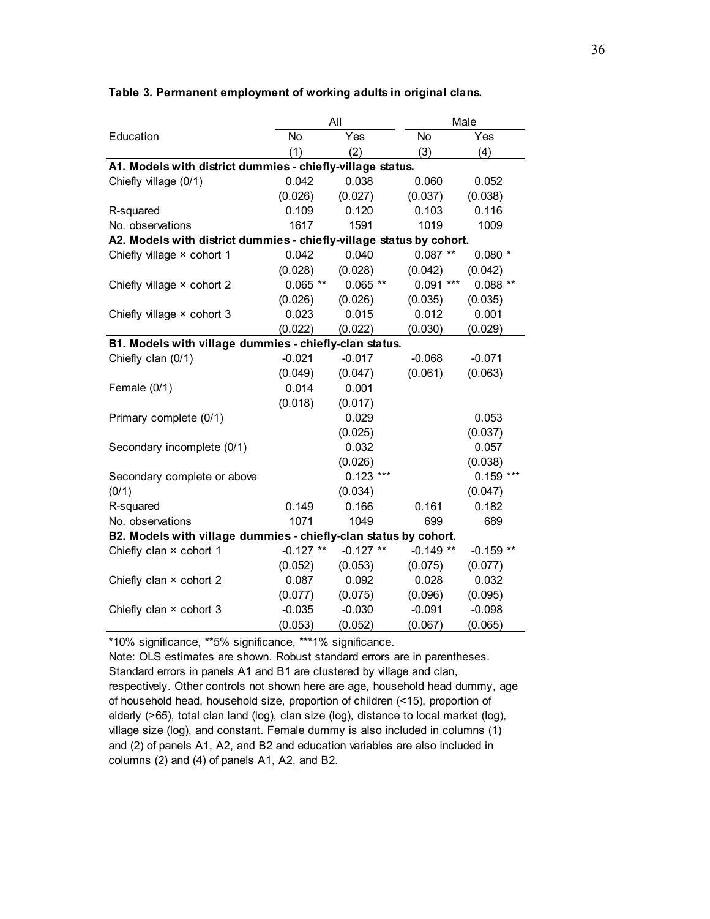**Table 3. Permanent employment of working adults in original clans.**

| | All | | Male | |
|---|---|---|---|---|
| Education | No | Yes | No | Yes |
| | (1) | (2) | (3) | (4) |
| **A1. Models with district dummies - chiefly-village status.** | | | | |
| Chiefly village (0/1) | 0.042 | 0.038 | 0.060 | 0.052 |
| | (0.026) | (0.027) | (0.037) | (0.038) |
| R-squared | 0.109 | 0.120 | 0.103 | 0.116 |
| No. observations | 1617 | 1591 | 1019 | 1009 |
| **A2. Models with district dummies - chiefly-village status by cohort.** | | | | |
| Chiefly village × cohort 1 | 0.042 | 0.040 | 0.087 ** | 0.080 * |
| | (0.028) | (0.028) | (0.042) | (0.042) |
| Chiefly village × cohort 2 | 0.065 ** | 0.065 ** | 0.091 *** | 0.088 ** |
| | (0.026) | (0.026) | (0.035) | (0.035) |
| Chiefly village × cohort 3 | 0.023 | 0.015 | 0.012 | 0.001 |
| | (0.022) | (0.022) | (0.030) | (0.029) |
| **B1. Models with village dummies - chiefly-clan status.** | | | | |
| Chiefly clan (0/1) | -0.021 | -0.017 | -0.068 | -0.071 |
| | (0.049) | (0.047) | (0.061) | (0.063) |
| Female (0/1) | 0.014 | 0.001 | | |
| | (0.018) | (0.017) | | |
| Primary complete (0/1) | | 0.029 | | 0.053 |
| | | (0.025) | | (0.037) |
| Secondary incomplete (0/1) | | 0.032 | | 0.057 |
| | | (0.026) | | (0.038) |
| Secondary complete or above (0/1) | | 0.123 *** | | 0.159 *** |
| | | (0.034) | | (0.047) |
| R-squared | 0.149 | 0.166 | 0.161 | 0.182 |
| No. observations | 1071 | 1049 | 699 | 689 |
| **B2. Models with village dummies - chiefly-clan status by cohort.** | | | | |
| Chiefly clan × cohort 1 | -0.127 ** | -0.127 ** | -0.149 ** | -0.159 ** |
| | (0.052) | (0.053) | (0.075) | (0.077) |
| Chiefly clan × cohort 2 | 0.087 | 0.092 | 0.028 | 0.032 |
| | (0.077) | (0.075) | (0.096) | (0.095) |
| Chiefly clan × cohort 3 | -0.035 | -0.030 | -0.091 | -0.098 |
| | (0.053) | (0.052) | (0.067) | (0.065) |

*10% significance, **5% significance, ***1% significance.

Note: OLS estimates are shown. Robust standard errors are in parentheses. Standard errors in panels A1 and B1 are clustered by village and clan, respectively. Other controls not shown here are age, household head dummy, age of household head, household size, proportion of children (<15), proportion of elderly (>65), total clan land (log), clan size (log), distance to local market (log), village size (log), and constant. Female dummy is also included in columns (1) and (2) of panels A1, A2, and B2 and education variables are also included in columns (2) and (4) of panels A1, A2, and B2.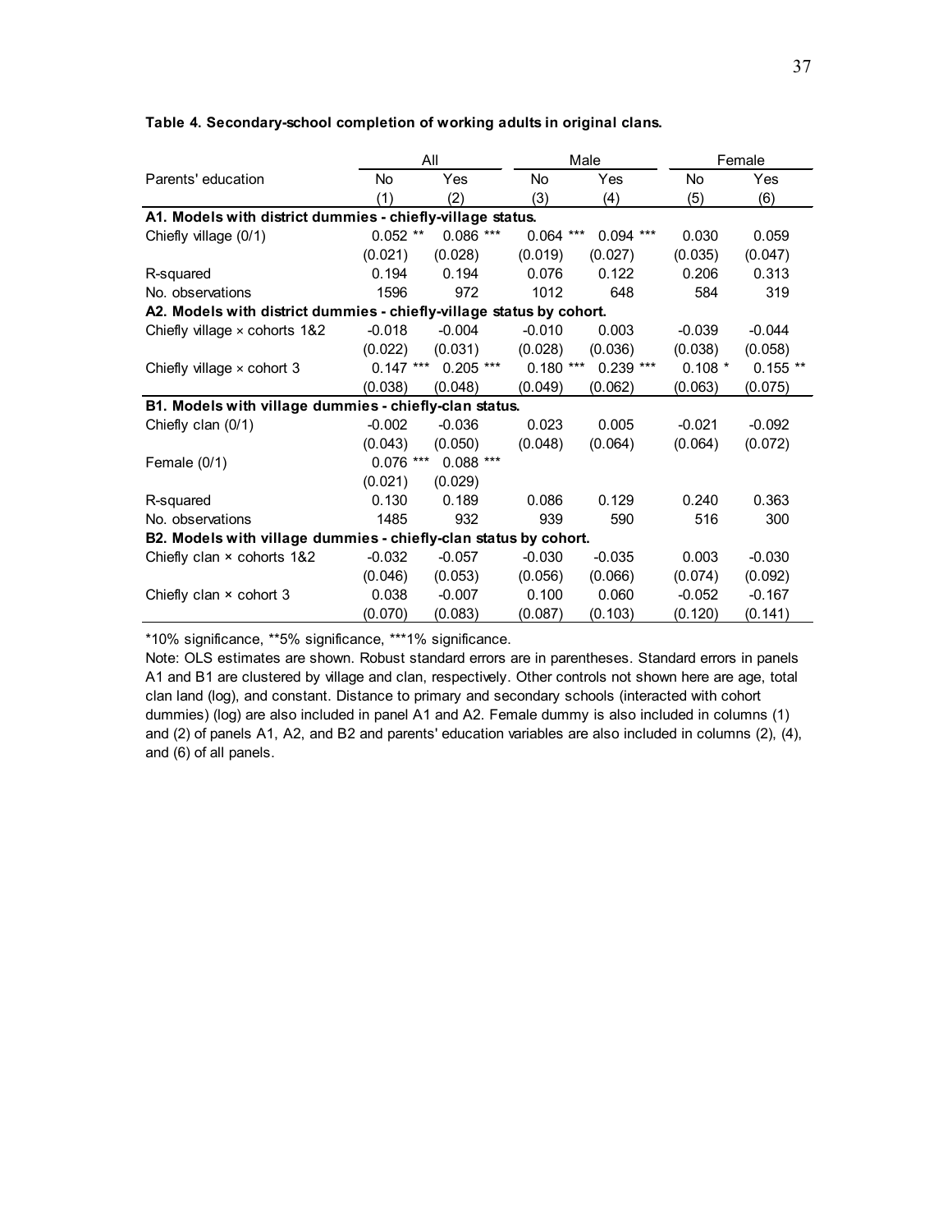**Table 4. Secondary-school completion of working adults in original clans.**

| | All | | Male | | Female | |
|---|---|---|---|---|---|---|
| Parents' education | No | Yes | No | Yes | No | Yes |
| | (1) | (2) | (3) | (4) | (5) | (6) |
| **A1. Models with district dummies - chiefly-village status.** | | | | | | |
| Chiefly village (0/1) | 0.052 ** | 0.086 *** | 0.064 *** | 0.094 *** | 0.030 | 0.059 |
| | (0.021) | (0.028) | (0.019) | (0.027) | (0.035) | (0.047) |
| R-squared | 0.194 | 0.194 | 0.076 | 0.122 | 0.206 | 0.313 |
| No. observations | 1596 | 972 | 1012 | 648 | 584 | 319 |
| **A2. Models with district dummies - chiefly-village status by cohort.** | | | | | | |
| Chiefly village × cohorts 1&2 | -0.018 | -0.004 | -0.010 | 0.003 | -0.039 | -0.044 |
| | (0.022) | (0.031) | (0.028) | (0.036) | (0.038) | (0.058) |
| Chiefly village × cohort 3 | 0.147 *** | 0.205 *** | 0.180 *** | 0.239 *** | 0.108 * | 0.155 ** |
| | (0.038) | (0.048) | (0.049) | (0.062) | (0.063) | (0.075) |
| **B1. Models with village dummies - chiefly-clan status.** | | | | | | |
| Chiefly clan (0/1) | -0.002 | -0.036 | 0.023 | 0.005 | -0.021 | -0.092 |
| | (0.043) | (0.050) | (0.048) | (0.064) | (0.064) | (0.072) |
| Female (0/1) | 0.076 *** | 0.088 *** | | | | |
| | (0.021) | (0.029) | | | | |
| R-squared | 0.130 | 0.189 | 0.086 | 0.129 | 0.240 | 0.363 |
| No. observations | 1485 | 932 | 939 | 590 | 516 | 300 |
| **B2. Models with village dummies - chiefly-clan status by cohort.** | | | | | | |
| Chiefly clan × cohorts 1&2 | -0.032 | -0.057 | -0.030 | -0.035 | 0.003 | -0.030 |
| | (0.046) | (0.053) | (0.056) | (0.066) | (0.074) | (0.092) |
| Chiefly clan × cohort 3 | 0.038 | -0.007 | 0.100 | 0.060 | -0.052 | -0.167 |
| | (0.070) | (0.083) | (0.087) | (0.103) | (0.120) | (0.141) |

*10% significance, **5% significance, ***1% significance.

Note: OLS estimates are shown. Robust standard errors are in parentheses. Standard errors in panels A1 and B1 are clustered by village and clan, respectively. Other controls not shown here are age, total clan land (log), and constant. Distance to primary and secondary schools (interacted with cohort dummies) (log) are also included in panel A1 and A2. Female dummy is also included in columns (1) and (2) of panels A1, A2, and B2 and parents' education variables are also included in columns (2), (4), and (6) of all panels.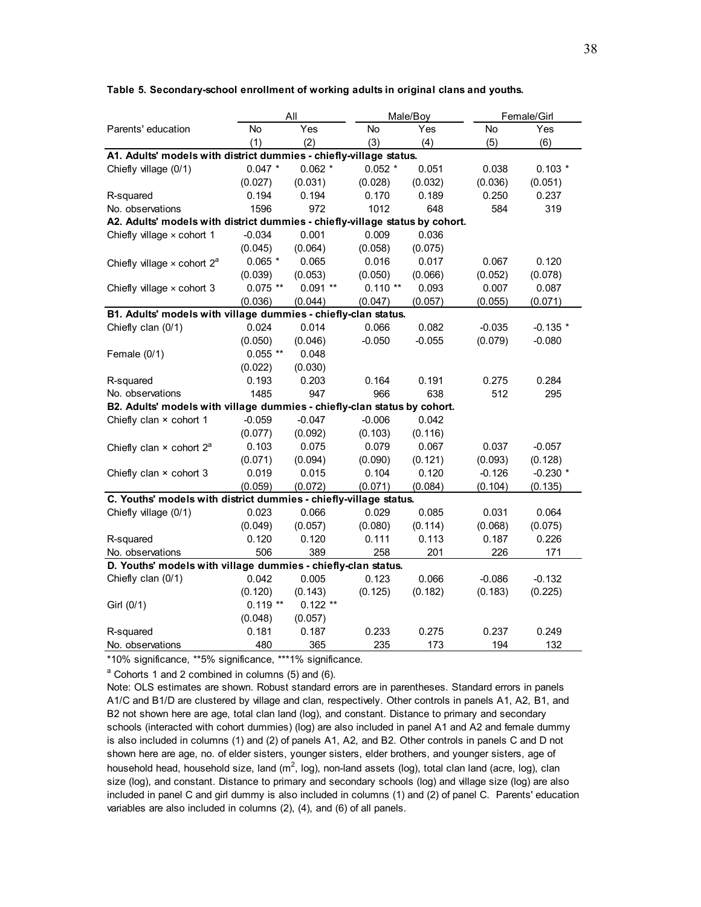**Table 5. Secondary-school enrollment of working adults in original clans and youths.**

| | All | | Male/Boy | | Female/Girl | |
|---|---|---|---|---|---|---|
| Parents' education | No | Yes | No | Yes | No | Yes |
| | (1) | (2) | (3) | (4) | (5) | (6) |
| **A1. Adults' models with district dummies - chiefly-village status.** | | | | | | |
| Chiefly village (0/1) | 0.047 * | 0.062 * | 0.052 * | 0.051 | 0.038 | 0.103 * |
| | (0.027) | (0.031) | (0.028) | (0.032) | (0.036) | (0.051) |
| R-squared | 0.194 | 0.194 | 0.170 | 0.189 | 0.250 | 0.237 |
| No. observations | 1596 | 972 | 1012 | 648 | 584 | 319 |
| **A2. Adults' models with district dummies - chiefly-village status by cohort.** | | | | | | |
| Chiefly village × cohort 1 | -0.034 | 0.001 | 0.009 | 0.036 | | |
| | (0.045) | (0.064) | (0.058) | (0.075) | | |
| Chiefly village × cohort 2[a] | 0.065 * | 0.065 | 0.016 | 0.017 | 0.067 | 0.120 |
| | (0.039) | (0.053) | (0.050) | (0.066) | (0.052) | (0.078) |
| Chiefly village × cohort 3 | 0.075 ** | 0.091 ** | 0.110 ** | 0.093 | 0.007 | 0.087 |
| | (0.036) | (0.044) | (0.047) | (0.057) | (0.055) | (0.071) |
| **B1. Adults' models with village dummies - chiefly-clan status.** | | | | | | |
| Chiefly clan (0/1) | 0.024 | 0.014 | 0.066 | 0.082 | -0.035 | -0.135 * |
| | (0.050) | (0.046) | -0.050 | -0.055 | (0.079) | -0.080 |
| Female (0/1) | 0.055 ** | 0.048 | | | | |
| | (0.022) | (0.030) | | | | |
| R-squared | 0.193 | 0.203 | 0.164 | 0.191 | 0.275 | 0.284 |
| No. observations | 1485 | 947 | 966 | 638 | 512 | 295 |
| **B2. Adults' models with village dummies - chiefly-clan status by cohort.** | | | | | | |
| Chiefly clan × cohort 1 | -0.059 | -0.047 | -0.006 | 0.042 | | |
| | (0.077) | (0.092) | (0.103) | (0.116) | | |
| Chiefly clan × cohort 2[a] | 0.103 | 0.075 | 0.079 | 0.067 | 0.037 | -0.057 |
| | (0.071) | (0.094) | (0.090) | (0.121) | (0.093) | (0.128) |
| Chiefly clan × cohort 3 | 0.019 | 0.015 | 0.104 | 0.120 | -0.126 | -0.230 * |
| | (0.059) | (0.072) | (0.071) | (0.084) | (0.104) | (0.135) |
| **C. Youths' models with district dummies - chiefly-village status.** | | | | | | |
| Chiefly village (0/1) | 0.023 | 0.066 | 0.029 | 0.085 | 0.031 | 0.064 |
| | (0.049) | (0.057) | (0.080) | (0.114) | (0.068) | (0.075) |
| R-squared | 0.120 | 0.120 | 0.111 | 0.113 | 0.187 | 0.226 |
| No. observations | 506 | 389 | 258 | 201 | 226 | 171 |
| **D. Youths' models with village dummies - chiefly-clan status.** | | | | | | |
| Chiefly clan (0/1) | 0.042 | 0.005 | 0.123 | 0.066 | -0.086 | -0.132 |
| | (0.120) | (0.143) | (0.125) | (0.182) | (0.183) | (0.225) |
| Girl (0/1) | 0.119 ** | 0.122 ** | | | | |
| | (0.048) | (0.057) | | | | |
| R-squared | 0.181 | 0.187 | 0.233 | 0.275 | 0.237 | 0.249 |
| No. observations | 480 | 365 | 235 | 173 | 194 | 132 |

*10% significance, **5% significance, ***1% significance.

[a] Cohorts 1 and 2 combined in columns (5) and (6).

Note: OLS estimates are shown. Robust standard errors are in parentheses. Standard errors in panels A1/C and B1/D are clustered by village and clan, respectively. Other controls in panels A1, A2, B1, and B2 not shown here are age, total clan land (log), and constant. Distance to primary and secondary schools (interacted with cohort dummies) (log) are also included in panel A1 and A2 and female dummy is also included in columns (1) and (2) of panels A1, A2, and B2. Other controls in panels C and D not shown here are age, no. of elder sisters, younger sisters, elder brothers, and younger sisters, age of household head, household size, land ($m^2$, log), non-land assets (log), total clan land (acre, log), clan size (log), and constant. Distance to primary and secondary schools (log) and village size (log) are also included in panel C and girl dummy is also included in columns (1) and (2) of panel C. Parents' education variables are also included in columns (2), (4), and (6) of all panels.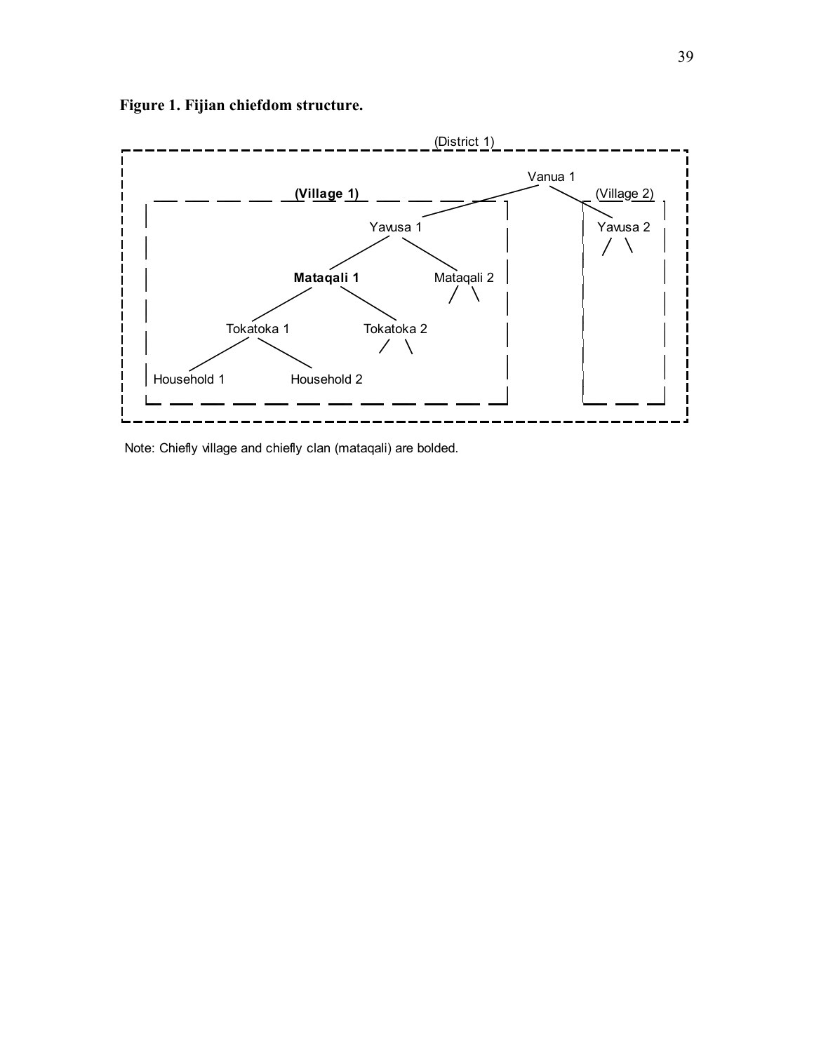**Figure 1. Fijian chiefdom structure.**

(District 1)

Vanua 1

**(Village 1)** (Village 2)

Yavusa 1 Yavusa 2

**Mataqali 1** Mataqali 2

Tokatoka 1 Tokatoka 2

Household 1 Household 2

Note: Chiefly village and chiefly clan (mataqali) are bolded.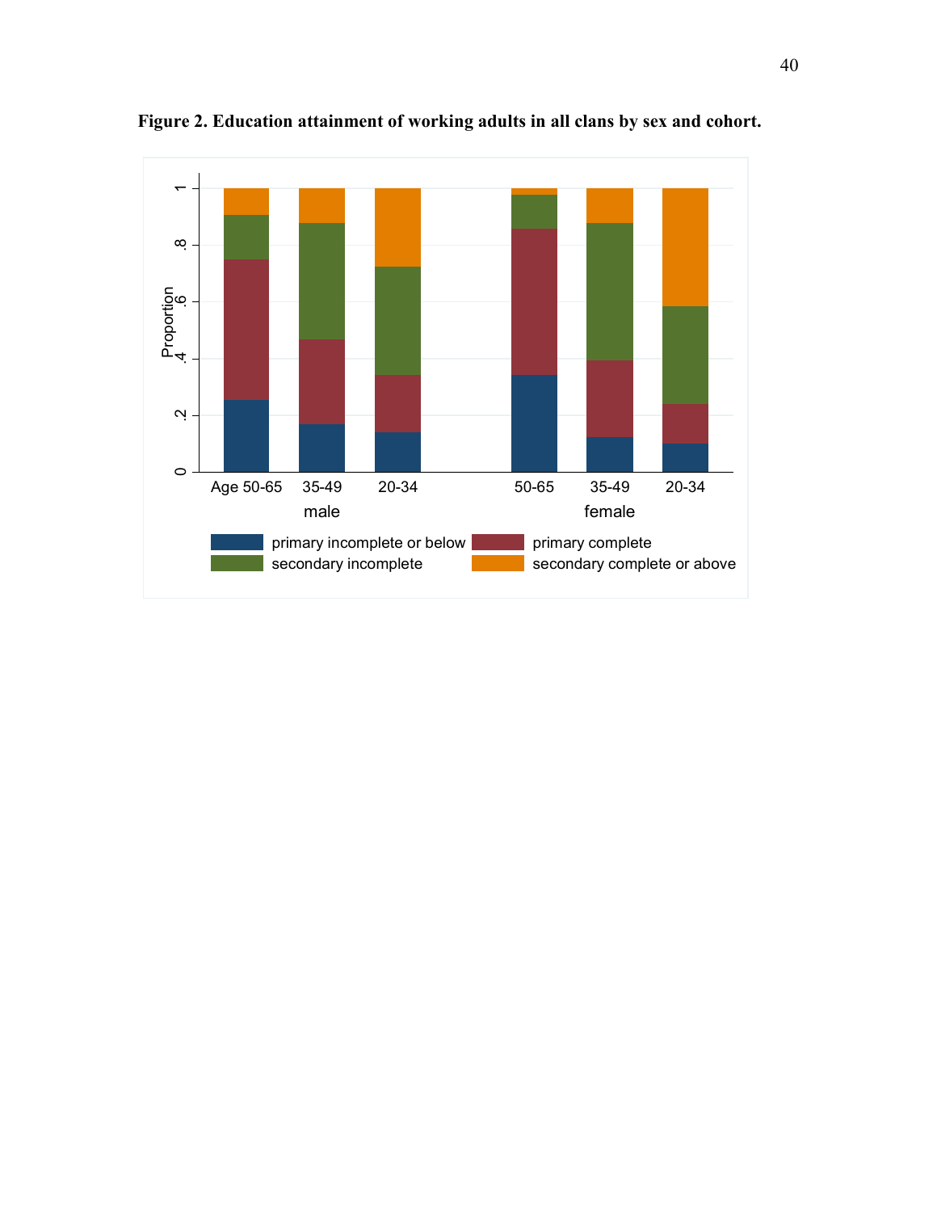**Figure 2. Education attainment of working adults in all clans by sex and cohort.**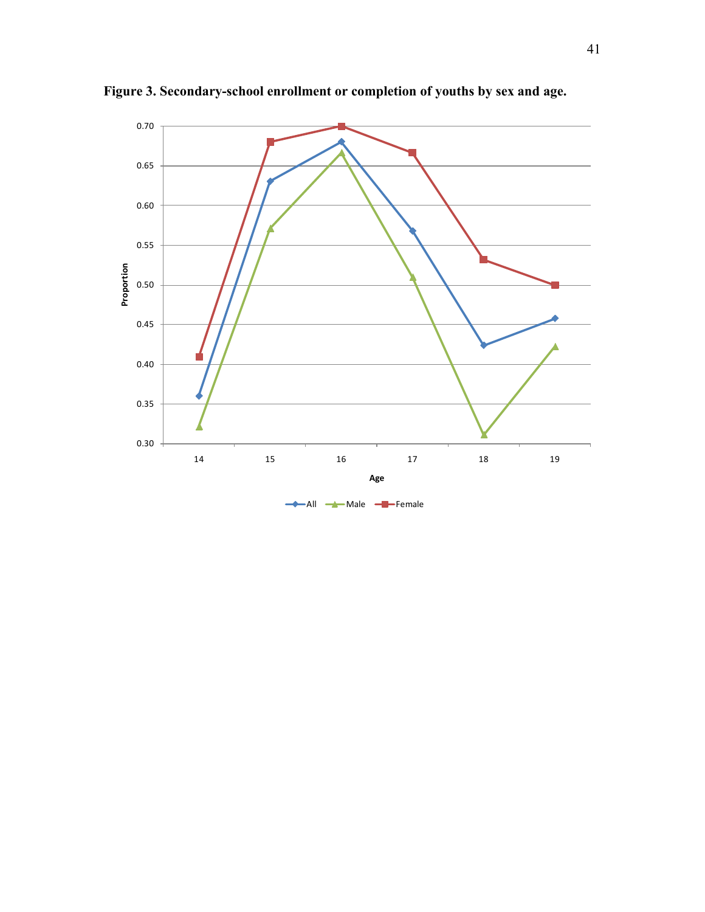**Figure 3. Secondary-school enrollment or completion of youths by sex and age.**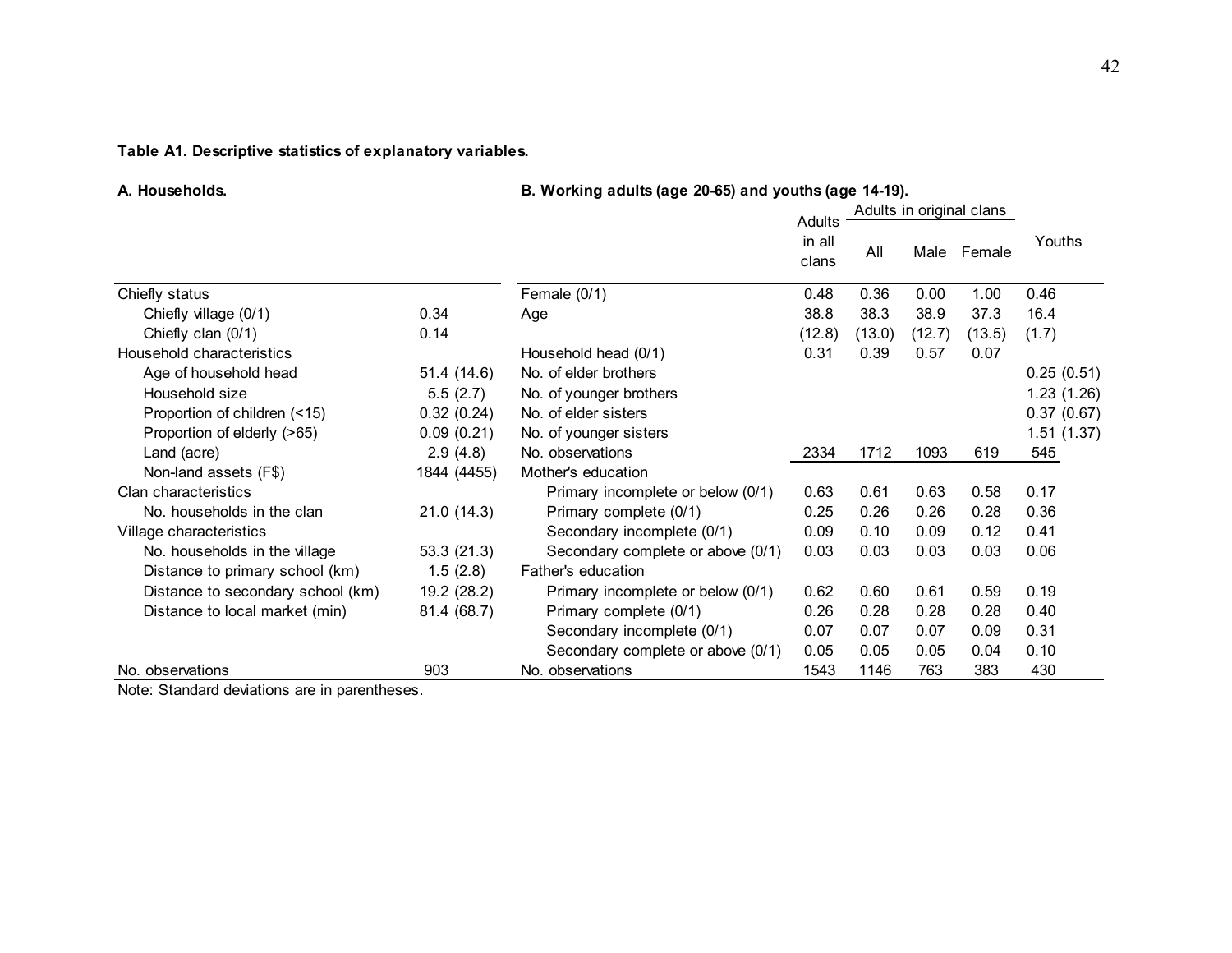**Table A1. Descriptive statistics of explanatory variables.**

**A. Households.**

| | |
|---|---|
| Chiefly status | |
| Chiefly village (0/1) | 0.34 |
| Chiefly clan (0/1) | 0.14 |
| Household characteristics | |
| Age of household head | 51.4 (14.6) |
| Household size | 5.5 (2.7) |
| Proportion of children (<15) | 0.32 (0.24) |
| Proportion of elderly (>65) | 0.09 (0.21) |
| Land (acre) | 2.9 (4.8) |
| Non-land assets (F$) | 1844 (4455) |
| Clan characteristics | |
| No. households in the clan | 21.0 (14.3) |
| Village characteristics | |
| No. households in the village | 53.3 (21.3) |
| Distance to primary school (km) | 1.5 (2.8) |
| Distance to secondary school (km) | 19.2 (28.2) |
| Distance to local market (min) | 81.4 (68.7) |
| No. observations | 903 |

**B. Working adults (age 20-65) and youths (age 14-19).**

| | Adults in all clans | Adults in original clans | | | Youths |
|---|---|---|---|---|---|
| | | All | Male | Female | |
| Female (0/1) | 0.48 | 0.36 | 0.00 | 1.00 | 0.46 |
| Age | 38.8 | 38.3 | 38.9 | 37.3 | 16.4 |
| | (12.8) | (13.0) | (12.7) | (13.5) | (1.7) |
| Household head (0/1) | 0.31 | 0.39 | 0.57 | 0.07 | |
| No. of elder brothers | | | | | 0.25 (0.51) |
| No. of younger brothers | | | | | 1.23 (1.26) |
| No. of elder sisters | | | | | 0.37 (0.67) |
| No. of younger sisters | | | | | 1.51 (1.37) |
| No. observations | 2334 | 1712 | 1093 | 619 | 545 |
| Mother's education | | | | | |
| Primary incomplete or below (0/1) | 0.63 | 0.61 | 0.63 | 0.58 | 0.17 |
| Primary complete (0/1) | 0.25 | 0.26 | 0.26 | 0.28 | 0.36 |
| Secondary incomplete (0/1) | 0.09 | 0.10 | 0.09 | 0.12 | 0.41 |
| Secondary complete or above (0/1) | 0.03 | 0.03 | 0.03 | 0.03 | 0.06 |
| Father's education | | | | | |
| Primary incomplete or below (0/1) | 0.62 | 0.60 | 0.61 | 0.59 | 0.19 |
| Primary complete (0/1) | 0.26 | 0.28 | 0.28 | 0.28 | 0.40 |
| Secondary incomplete (0/1) | 0.07 | 0.07 | 0.07 | 0.09 | 0.31 |
| Secondary complete or above (0/1) | 0.05 | 0.05 | 0.05 | 0.04 | 0.10 |
| No. observations | 1543 | 1146 | 763 | 383 | 430 |

Note: Standard deviations are in parentheses.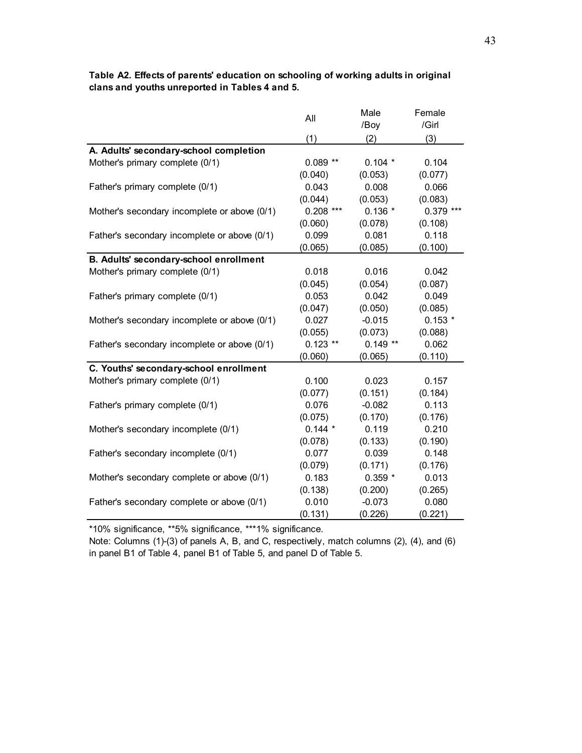**Table A2. Effects of parents' education on schooling of working adults in original clans and youths unreported in Tables 4 and 5.**

| | All | Male /Boy | Female /Girl |
|---|---|---|---|
| | (1) | (2) | (3) |
| **A. Adults' secondary-school completion** | | | |
| Mother's primary complete (0/1) | 0.089 ** | 0.104 * | 0.104 |
| | (0.040) | (0.053) | (0.077) |
| Father's primary complete (0/1) | 0.043 | 0.008 | 0.066 |
| | (0.044) | (0.053) | (0.083) |
| Mother's secondary incomplete or above (0/1) | 0.208 *** | 0.136 * | 0.379 *** |
| | (0.060) | (0.078) | (0.108) |
| Father's secondary incomplete or above (0/1) | 0.099 | 0.081 | 0.118 |
| | (0.065) | (0.085) | (0.100) |
| **B. Adults' secondary-school enrollment** | | | |
| Mother's primary complete (0/1) | 0.018 | 0.016 | 0.042 |
| | (0.045) | (0.054) | (0.087) |
| Father's primary complete (0/1) | 0.053 | 0.042 | 0.049 |
| | (0.047) | (0.050) | (0.085) |
| Mother's secondary incomplete or above (0/1) | 0.027 | -0.015 | 0.153 * |
| | (0.055) | (0.073) | (0.088) |
| Father's secondary incomplete or above (0/1) | 0.123 ** | 0.149 ** | 0.062 |
| | (0.060) | (0.065) | (0.110) |
| **C. Youths' secondary-school enrollment** | | | |
| Mother's primary complete (0/1) | 0.100 | 0.023 | 0.157 |
| | (0.077) | (0.151) | (0.184) |
| Father's primary complete (0/1) | 0.076 | -0.082 | 0.113 |
| | (0.075) | (0.170) | (0.176) |
| Mother's secondary incomplete (0/1) | 0.144 * | 0.119 | 0.210 |
| | (0.078) | (0.133) | (0.190) |
| Father's secondary incomplete (0/1) | 0.077 | 0.039 | 0.148 |
| | (0.079) | (0.171) | (0.176) |
| Mother's secondary complete or above (0/1) | 0.183 | 0.359 * | 0.013 |
| | (0.138) | (0.200) | (0.265) |
| Father's secondary complete or above (0/1) | 0.010 | -0.073 | 0.080 |
| | (0.131) | (0.226) | (0.221) |

*10% significance, **5% significance, ***1% significance.

Note: Columns (1)-(3) of panels A, B, and C, respectively, match columns (2), (4), and (6) in panel B1 of Table 4, panel B1 of Table 5, and panel D of Table 5.